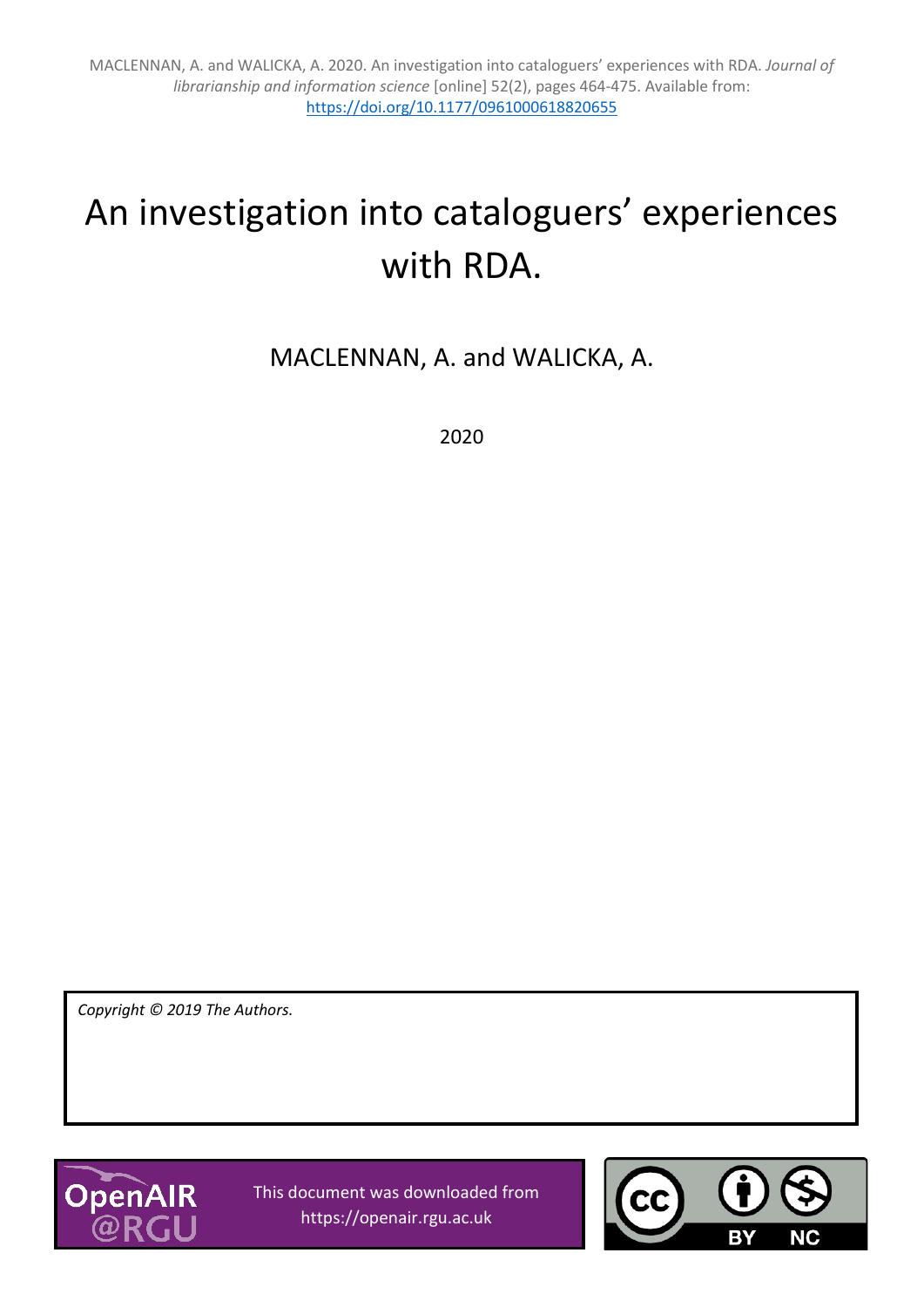MACLENNAN, A. and WALICKA, A. 2020. An investigation into cataloguers' experiences with RDA. *Journal of librarianship and information science* [online] 52(2), pages 464-475. Available from: https://doi.org/10.1177/0961000618820655

# An investigation into cataloguers' experiences with RDA.

MACLENNAN, A. and WALICKA, A.

2020

*Copyright © 2019 The Authors.*

This document was downloaded from https://openair.rgu.ac.uk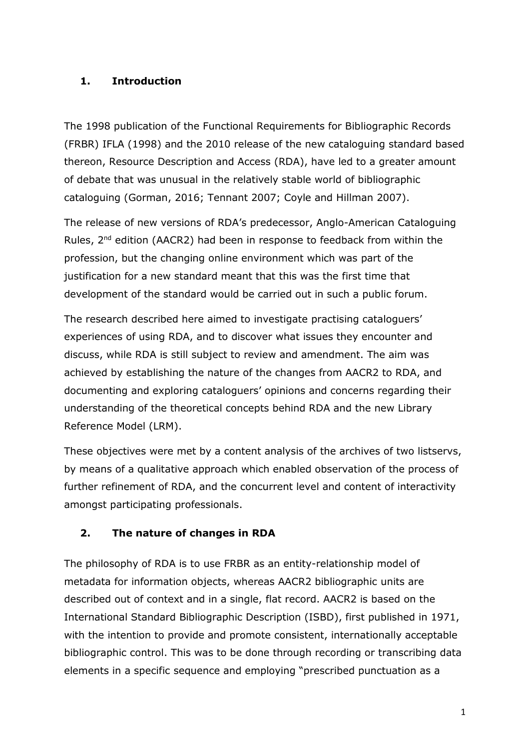## 1. Introduction

The 1998 publication of the Functional Requirements for Bibliographic Records (FRBR) IFLA (1998) and the 2010 release of the new cataloguing standard based thereon, Resource Description and Access (RDA), have led to a greater amount of debate that was unusual in the relatively stable world of bibliographic cataloguing (Gorman, 2016; Tennant 2007; Coyle and Hillman 2007).

The release of new versions of RDA's predecessor, Anglo-American Cataloguing Rules, 2nd edition (AACR2) had been in response to feedback from within the profession, but the changing online environment which was part of the justification for a new standard meant that this was the first time that development of the standard would be carried out in such a public forum.

The research described here aimed to investigate practising cataloguers' experiences of using RDA, and to discover what issues they encounter and discuss, while RDA is still subject to review and amendment. The aim was achieved by establishing the nature of the changes from AACR2 to RDA, and documenting and exploring cataloguers' opinions and concerns regarding their understanding of the theoretical concepts behind RDA and the new Library Reference Model (LRM).

These objectives were met by a content analysis of the archives of two listservs, by means of a qualitative approach which enabled observation of the process of further refinement of RDA, and the concurrent level and content of interactivity amongst participating professionals.

## 2. The nature of changes in RDA

The philosophy of RDA is to use FRBR as an entity-relationship model of metadata for information objects, whereas AACR2 bibliographic units are described out of context and in a single, flat record. AACR2 is based on the International Standard Bibliographic Description (ISBD), first published in 1971, with the intention to provide and promote consistent, internationally acceptable bibliographic control. This was to be done through recording or transcribing data elements in a specific sequence and employing "prescribed punctuation as a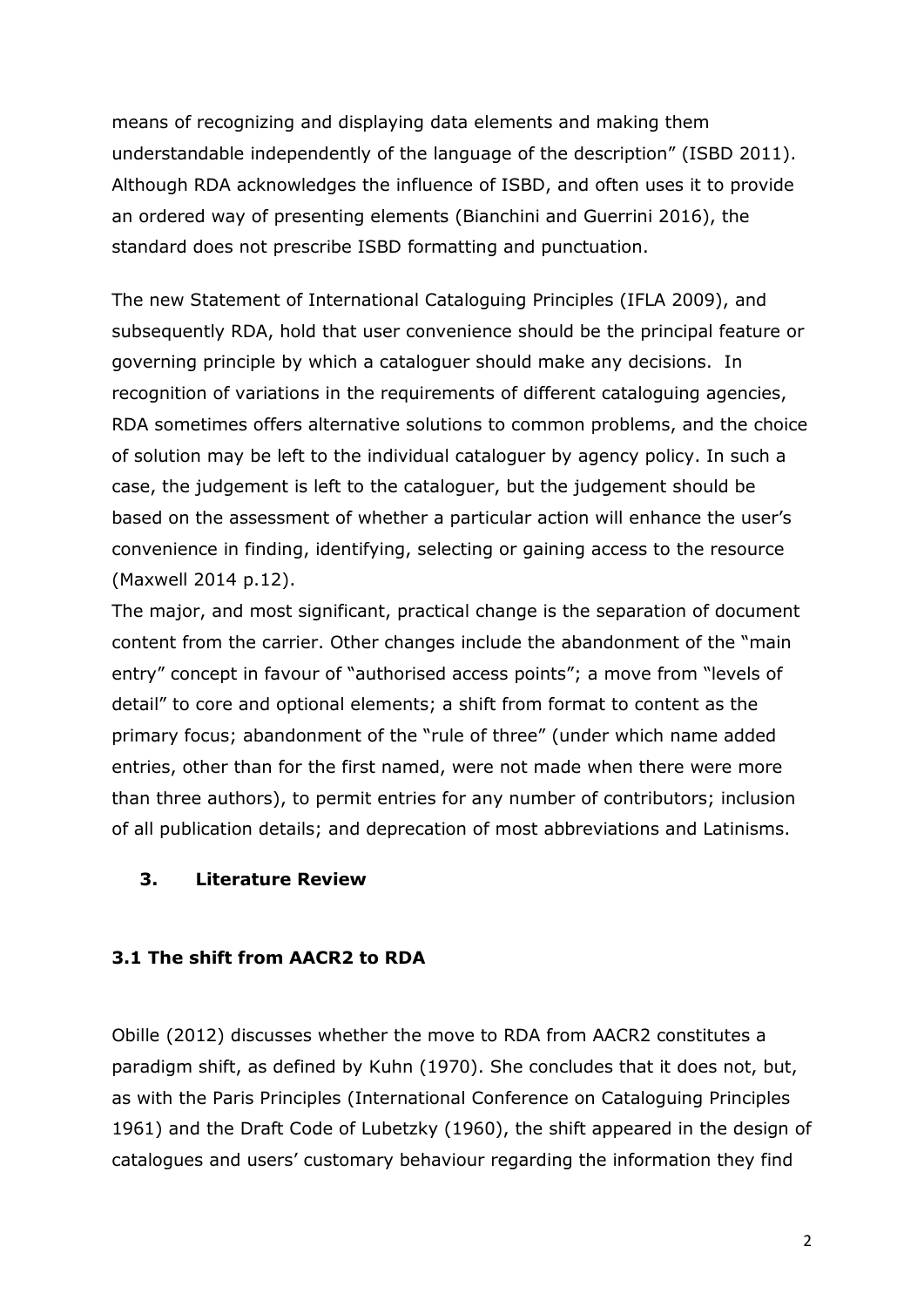means of recognizing and displaying data elements and making them understandable independently of the language of the description" (ISBD 2011). Although RDA acknowledges the influence of ISBD, and often uses it to provide an ordered way of presenting elements (Bianchini and Guerrini 2016), the standard does not prescribe ISBD formatting and punctuation.

The new Statement of International Cataloguing Principles (IFLA 2009), and subsequently RDA, hold that user convenience should be the principal feature or governing principle by which a cataloguer should make any decisions. In recognition of variations in the requirements of different cataloguing agencies, RDA sometimes offers alternative solutions to common problems, and the choice of solution may be left to the individual cataloguer by agency policy. In such a case, the judgement is left to the cataloguer, but the judgement should be based on the assessment of whether a particular action will enhance the user's convenience in finding, identifying, selecting or gaining access to the resource (Maxwell 2014 p.12).

The major, and most significant, practical change is the separation of document content from the carrier. Other changes include the abandonment of the "main entry" concept in favour of "authorised access points"; a move from "levels of detail" to core and optional elements; a shift from format to content as the primary focus; abandonment of the "rule of three" (under which name added entries, other than for the first named, were not made when there were more than three authors), to permit entries for any number of contributors; inclusion of all publication details; and deprecation of most abbreviations and Latinisms.

## 3. Literature Review

### 3.1 The shift from AACR2 to RDA

Obille (2012) discusses whether the move to RDA from AACR2 constitutes a paradigm shift, as defined by Kuhn (1970). She concludes that it does not, but, as with the Paris Principles (International Conference on Cataloguing Principles 1961) and the Draft Code of Lubetzky (1960), the shift appeared in the design of catalogues and users' customary behaviour regarding the information they find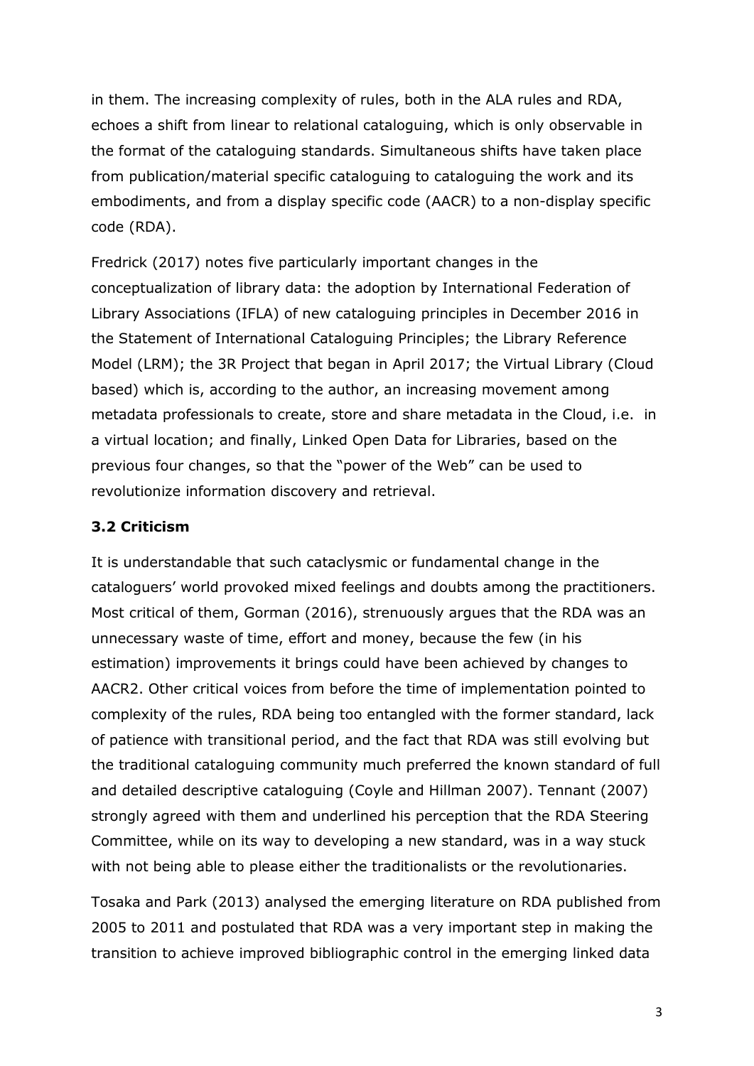in them. The increasing complexity of rules, both in the ALA rules and RDA, echoes a shift from linear to relational cataloguing, which is only observable in the format of the cataloguing standards. Simultaneous shifts have taken place from publication/material specific cataloguing to cataloguing the work and its embodiments, and from a display specific code (AACR) to a non-display specific code (RDA).

Fredrick (2017) notes five particularly important changes in the conceptualization of library data: the adoption by International Federation of Library Associations (IFLA) of new cataloguing principles in December 2016 in the Statement of International Cataloguing Principles; the Library Reference Model (LRM); the 3R Project that began in April 2017; the Virtual Library (Cloud based) which is, according to the author, an increasing movement among metadata professionals to create, store and share metadata in the Cloud, i.e. in a virtual location; and finally, Linked Open Data for Libraries, based on the previous four changes, so that the "power of the Web" can be used to revolutionize information discovery and retrieval.

### 3.2 Criticism

It is understandable that such cataclysmic or fundamental change in the cataloguers' world provoked mixed feelings and doubts among the practitioners. Most critical of them, Gorman (2016), strenuously argues that the RDA was an unnecessary waste of time, effort and money, because the few (in his estimation) improvements it brings could have been achieved by changes to AACR2. Other critical voices from before the time of implementation pointed to complexity of the rules, RDA being too entangled with the former standard, lack of patience with transitional period, and the fact that RDA was still evolving but the traditional cataloguing community much preferred the known standard of full and detailed descriptive cataloguing (Coyle and Hillman 2007). Tennant (2007) strongly agreed with them and underlined his perception that the RDA Steering Committee, while on its way to developing a new standard, was in a way stuck with not being able to please either the traditionalists or the revolutionaries.

Tosaka and Park (2013) analysed the emerging literature on RDA published from 2005 to 2011 and postulated that RDA was a very important step in making the transition to achieve improved bibliographic control in the emerging linked data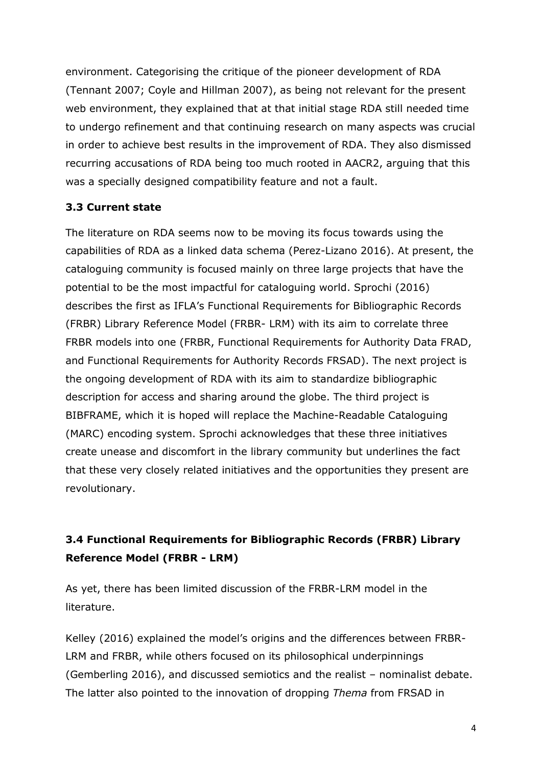environment. Categorising the critique of the pioneer development of RDA (Tennant 2007; Coyle and Hillman 2007), as being not relevant for the present web environment, they explained that at that initial stage RDA still needed time to undergo refinement and that continuing research on many aspects was crucial in order to achieve best results in the improvement of RDA. They also dismissed recurring accusations of RDA being too much rooted in AACR2, arguing that this was a specially designed compatibility feature and not a fault.

### 3.3 Current state

The literature on RDA seems now to be moving its focus towards using the capabilities of RDA as a linked data schema (Perez-Lizano 2016). At present, the cataloguing community is focused mainly on three large projects that have the potential to be the most impactful for cataloguing world. Sprochi (2016) describes the first as IFLA's Functional Requirements for Bibliographic Records (FRBR) Library Reference Model (FRBR- LRM) with its aim to correlate three FRBR models into one (FRBR, Functional Requirements for Authority Data FRAD, and Functional Requirements for Authority Records FRSAD). The next project is the ongoing development of RDA with its aim to standardize bibliographic description for access and sharing around the globe. The third project is BIBFRAME, which it is hoped will replace the Machine-Readable Cataloguing (MARC) encoding system. Sprochi acknowledges that these three initiatives create unease and discomfort in the library community but underlines the fact that these very closely related initiatives and the opportunities they present are revolutionary.

### 3.4 Functional Requirements for Bibliographic Records (FRBR) Library Reference Model (FRBR - LRM)

As yet, there has been limited discussion of the FRBR-LRM model in the literature.

Kelley (2016) explained the model's origins and the differences between FRBR-LRM and FRBR, while others focused on its philosophical underpinnings (Gemberling 2016), and discussed semiotics and the realist – nominalist debate. The latter also pointed to the innovation of dropping *Thema* from FRSAD in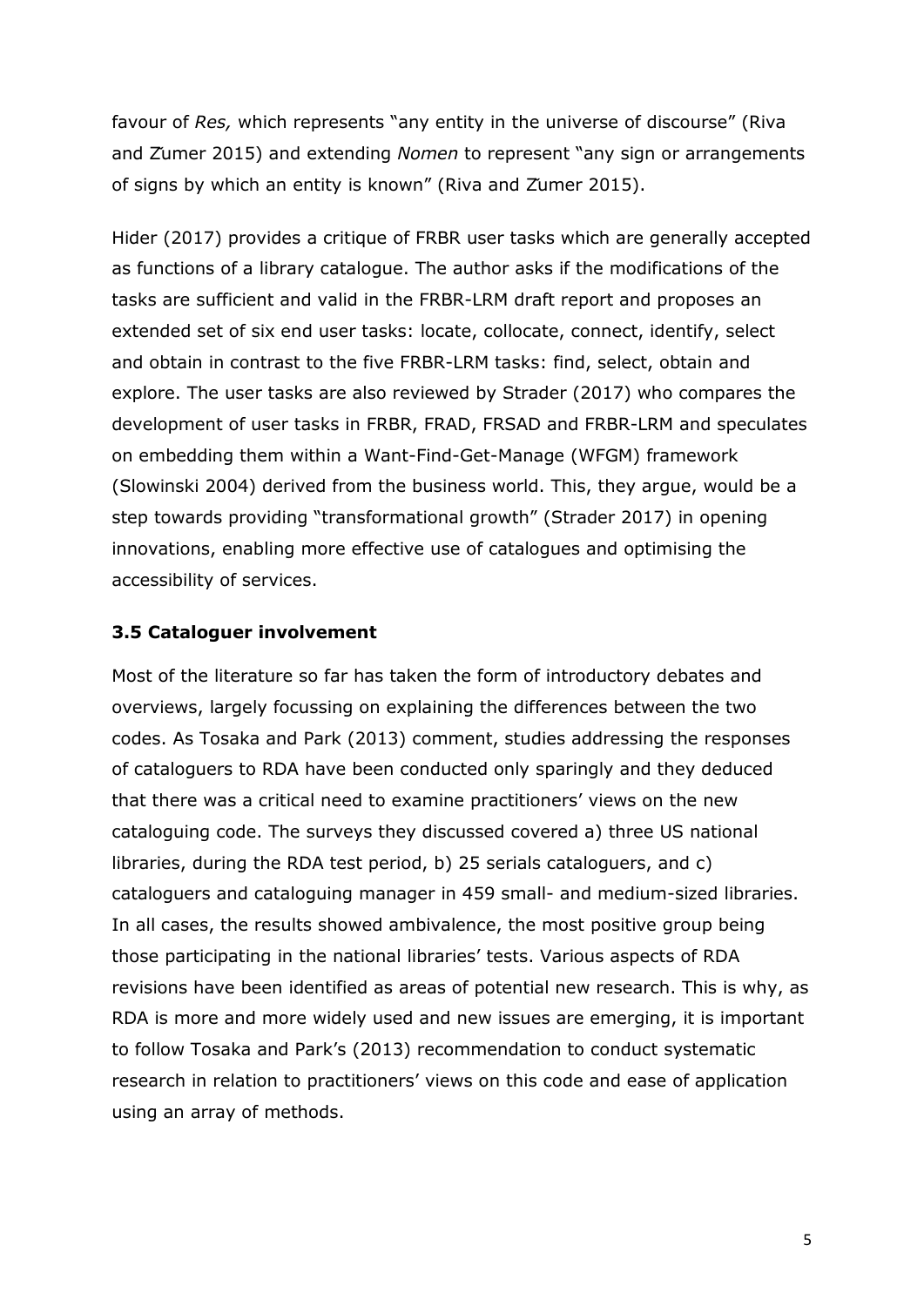favour of *Res,* which represents "any entity in the universe of discourse" (Riva and Zumer 2015) and extending *Nomen* to represent "any sign or arrangements of signs by which an entity is known" (Riva and Zumer 2015).

Hider (2017) provides a critique of FRBR user tasks which are generally accepted as functions of a library catalogue. The author asks if the modifications of the tasks are sufficient and valid in the FRBR-LRM draft report and proposes an extended set of six end user tasks: locate, collocate, connect, identify, select and obtain in contrast to the five FRBR-LRM tasks: find, select, obtain and explore. The user tasks are also reviewed by Strader (2017) who compares the development of user tasks in FRBR, FRAD, FRSAD and FRBR-LRM and speculates on embedding them within a Want-Find-Get-Manage (WFGM) framework (Slowinski 2004) derived from the business world. This, they argue, would be a step towards providing "transformational growth" (Strader 2017) in opening innovations, enabling more effective use of catalogues and optimising the accessibility of services.

### 3.5 Cataloguer involvement

Most of the literature so far has taken the form of introductory debates and overviews, largely focussing on explaining the differences between the two codes. As Tosaka and Park (2013) comment, studies addressing the responses of cataloguers to RDA have been conducted only sparingly and they deduced that there was a critical need to examine practitioners' views on the new cataloguing code. The surveys they discussed covered a) three US national libraries, during the RDA test period, b) 25 serials cataloguers, and c) cataloguers and cataloguing manager in 459 small- and medium-sized libraries. In all cases, the results showed ambivalence, the most positive group being those participating in the national libraries' tests. Various aspects of RDA revisions have been identified as areas of potential new research. This is why, as RDA is more and more widely used and new issues are emerging, it is important to follow Tosaka and Park's (2013) recommendation to conduct systematic research in relation to practitioners' views on this code and ease of application using an array of methods.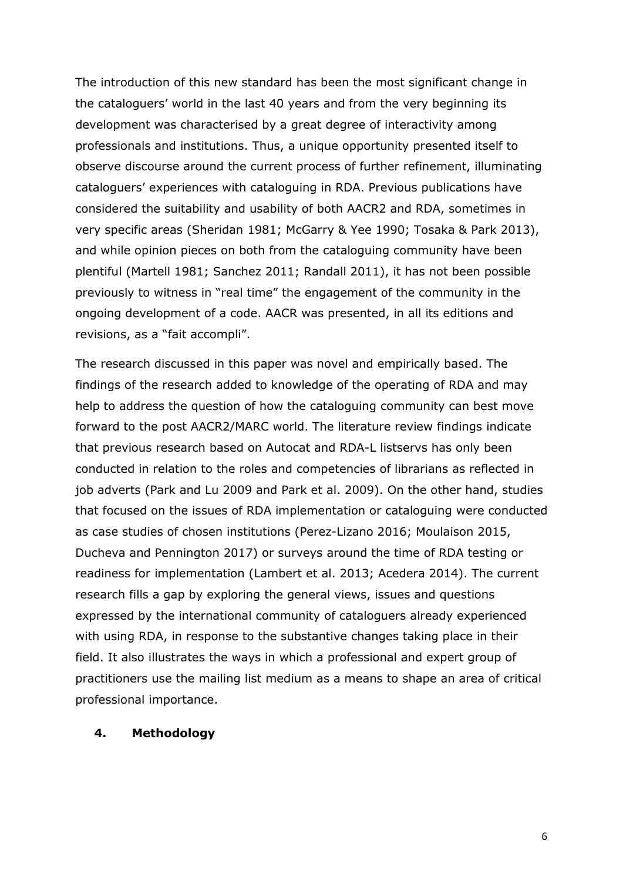The introduction of this new standard has been the most significant change in the cataloguers' world in the last 40 years and from the very beginning its development was characterised by a great degree of interactivity among professionals and institutions. Thus, a unique opportunity presented itself to observe discourse around the current process of further refinement, illuminating cataloguers' experiences with cataloguing in RDA. Previous publications have considered the suitability and usability of both AACR2 and RDA, sometimes in very specific areas (Sheridan 1981; McGarry & Yee 1990; Tosaka & Park 2013), and while opinion pieces on both from the cataloguing community have been plentiful (Martell 1981; Sanchez 2011; Randall 2011), it has not been possible previously to witness in "real time" the engagement of the community in the ongoing development of a code. AACR was presented, in all its editions and revisions, as a "fait accompli".

The research discussed in this paper was novel and empirically based. The findings of the research added to knowledge of the operating of RDA and may help to address the question of how the cataloguing community can best move forward to the post AACR2/MARC world. The literature review findings indicate that previous research based on Autocat and RDA-L listservs has only been conducted in relation to the roles and competencies of librarians as reflected in job adverts (Park and Lu 2009 and Park et al. 2009). On the other hand, studies that focused on the issues of RDA implementation or cataloguing were conducted as case studies of chosen institutions (Perez-Lizano 2016; Moulaison 2015, Ducheva and Pennington 2017) or surveys around the time of RDA testing or readiness for implementation (Lambert et al. 2013; Acedera 2014). The current research fills a gap by exploring the general views, issues and questions expressed by the international community of cataloguers already experienced with using RDA, in response to the substantive changes taking place in their field. It also illustrates the ways in which a professional and expert group of practitioners use the mailing list medium as a means to shape an area of critical professional importance.

## 4. Methodology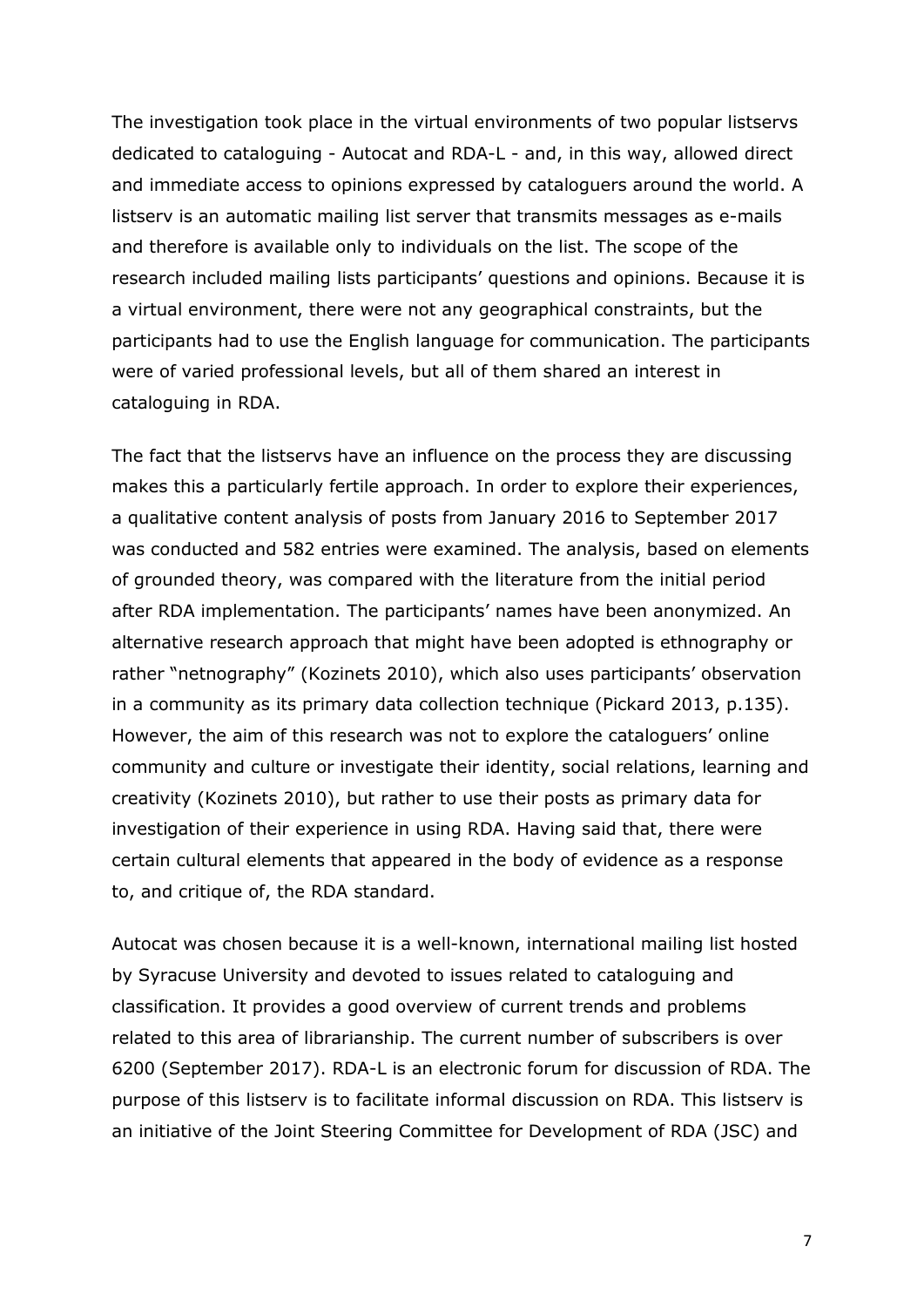The investigation took place in the virtual environments of two popular listservs dedicated to cataloguing - Autocat and RDA-L - and, in this way, allowed direct and immediate access to opinions expressed by cataloguers around the world. A listserv is an automatic mailing list server that transmits messages as e-mails and therefore is available only to individuals on the list. The scope of the research included mailing lists participants' questions and opinions. Because it is a virtual environment, there were not any geographical constraints, but the participants had to use the English language for communication. The participants were of varied professional levels, but all of them shared an interest in cataloguing in RDA.

The fact that the listservs have an influence on the process they are discussing makes this a particularly fertile approach. In order to explore their experiences, a qualitative content analysis of posts from January 2016 to September 2017 was conducted and 582 entries were examined. The analysis, based on elements of grounded theory, was compared with the literature from the initial period after RDA implementation. The participants' names have been anonymized. An alternative research approach that might have been adopted is ethnography or rather "netnography" (Kozinets 2010), which also uses participants' observation in a community as its primary data collection technique (Pickard 2013, p.135). However, the aim of this research was not to explore the cataloguers' online community and culture or investigate their identity, social relations, learning and creativity (Kozinets 2010), but rather to use their posts as primary data for investigation of their experience in using RDA. Having said that, there were certain cultural elements that appeared in the body of evidence as a response to, and critique of, the RDA standard.

Autocat was chosen because it is a well-known, international mailing list hosted by Syracuse University and devoted to issues related to cataloguing and classification. It provides a good overview of current trends and problems related to this area of librarianship. The current number of subscribers is over 6200 (September 2017). RDA-L is an electronic forum for discussion of RDA. The purpose of this listserv is to facilitate informal discussion on RDA. This listserv is an initiative of the Joint Steering Committee for Development of RDA (JSC) and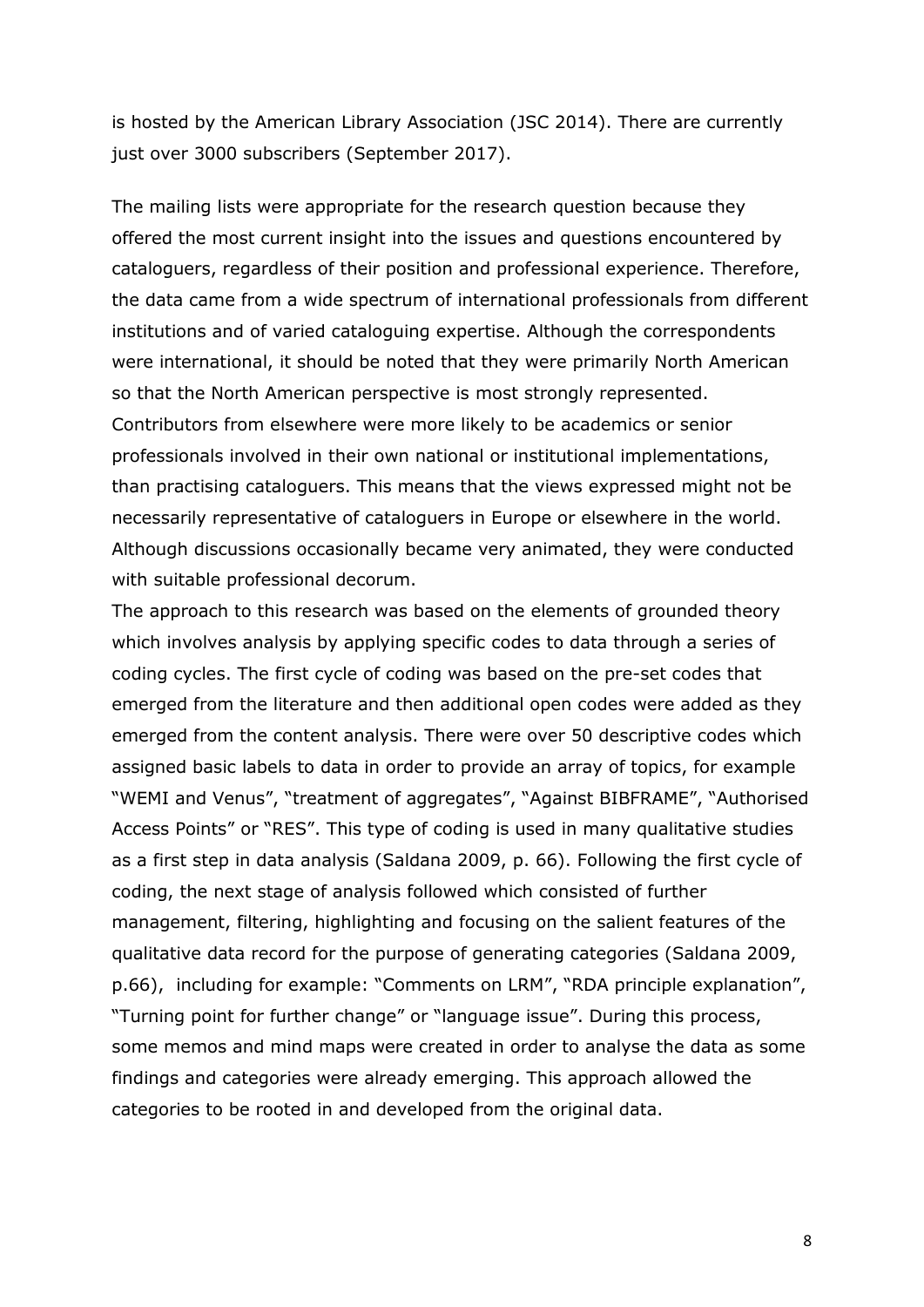is hosted by the American Library Association (JSC 2014). There are currently just over 3000 subscribers (September 2017).

The mailing lists were appropriate for the research question because they offered the most current insight into the issues and questions encountered by cataloguers, regardless of their position and professional experience. Therefore, the data came from a wide spectrum of international professionals from different institutions and of varied cataloguing expertise. Although the correspondents were international, it should be noted that they were primarily North American so that the North American perspective is most strongly represented. Contributors from elsewhere were more likely to be academics or senior professionals involved in their own national or institutional implementations, than practising cataloguers. This means that the views expressed might not be necessarily representative of cataloguers in Europe or elsewhere in the world. Although discussions occasionally became very animated, they were conducted with suitable professional decorum.

The approach to this research was based on the elements of grounded theory which involves analysis by applying specific codes to data through a series of coding cycles. The first cycle of coding was based on the pre-set codes that emerged from the literature and then additional open codes were added as they emerged from the content analysis. There were over 50 descriptive codes which assigned basic labels to data in order to provide an array of topics, for example "WEMI and Venus", "treatment of aggregates", "Against BIBFRAME", "Authorised Access Points" or "RES". This type of coding is used in many qualitative studies as a first step in data analysis (Saldana 2009, p. 66). Following the first cycle of coding, the next stage of analysis followed which consisted of further management, filtering, highlighting and focusing on the salient features of the qualitative data record for the purpose of generating categories (Saldana 2009, p.66), including for example: "Comments on LRM", "RDA principle explanation", "Turning point for further change" or "language issue". During this process, some memos and mind maps were created in order to analyse the data as some findings and categories were already emerging. This approach allowed the categories to be rooted in and developed from the original data.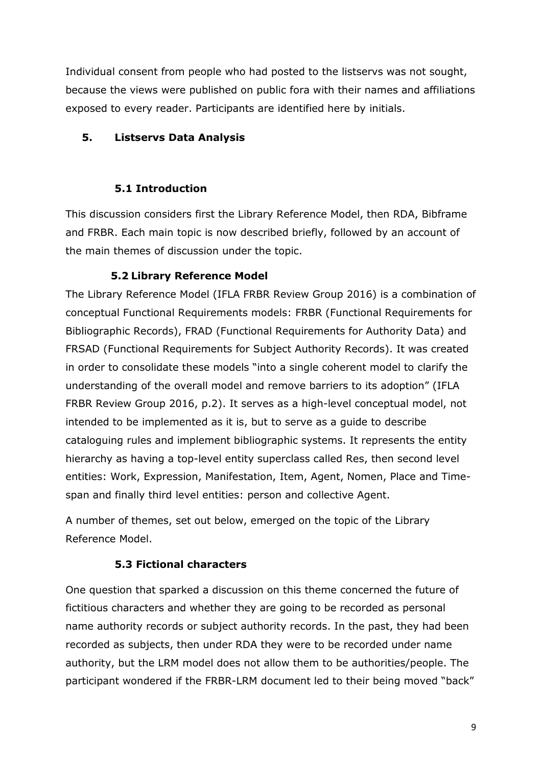Individual consent from people who had posted to the listservs was not sought, because the views were published on public fora with their names and affiliations exposed to every reader. Participants are identified here by initials.

## 5. Listservs Data Analysis

### 5.1 Introduction

This discussion considers first the Library Reference Model, then RDA, Bibframe and FRBR. Each main topic is now described briefly, followed by an account of the main themes of discussion under the topic.

### 5.2 Library Reference Model

The Library Reference Model (IFLA FRBR Review Group 2016) is a combination of conceptual Functional Requirements models: FRBR (Functional Requirements for Bibliographic Records), FRAD (Functional Requirements for Authority Data) and FRSAD (Functional Requirements for Subject Authority Records). It was created in order to consolidate these models "into a single coherent model to clarify the understanding of the overall model and remove barriers to its adoption" (IFLA FRBR Review Group 2016, p.2). It serves as a high-level conceptual model, not intended to be implemented as it is, but to serve as a guide to describe cataloguing rules and implement bibliographic systems. It represents the entity hierarchy as having a top-level entity superclass called Res, then second level entities: Work, Expression, Manifestation, Item, Agent, Nomen, Place and Time-span and finally third level entities: person and collective Agent.

A number of themes, set out below, emerged on the topic of the Library Reference Model.

### 5.3 Fictional characters

One question that sparked a discussion on this theme concerned the future of fictitious characters and whether they are going to be recorded as personal name authority records or subject authority records. In the past, they had been recorded as subjects, then under RDA they were to be recorded under name authority, but the LRM model does not allow them to be authorities/people. The participant wondered if the FRBR-LRM document led to their being moved "back"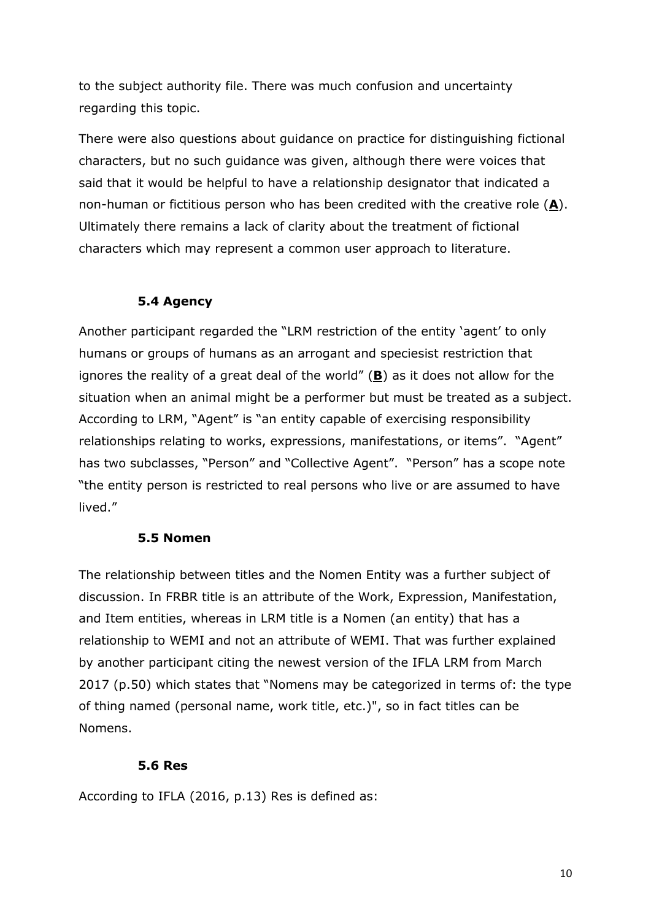to the subject authority file. There was much confusion and uncertainty regarding this topic.

There were also questions about guidance on practice for distinguishing fictional characters, but no such guidance was given, although there were voices that said that it would be helpful to have a relationship designator that indicated a non-human or fictitious person who has been credited with the creative role (**A**). Ultimately there remains a lack of clarity about the treatment of fictional characters which may represent a common user approach to literature.

### 5.4 Agency

Another participant regarded the "LRM restriction of the entity 'agent' to only humans or groups of humans as an arrogant and speciesist restriction that ignores the reality of a great deal of the world" (**B**) as it does not allow for the situation when an animal might be a performer but must be treated as a subject. According to LRM, "Agent" is "an entity capable of exercising responsibility relationships relating to works, expressions, manifestations, or items". "Agent" has two subclasses, "Person" and "Collective Agent". "Person" has a scope note "the entity person is restricted to real persons who live or are assumed to have lived."

### 5.5 Nomen

The relationship between titles and the Nomen Entity was a further subject of discussion. In FRBR title is an attribute of the Work, Expression, Manifestation, and Item entities, whereas in LRM title is a Nomen (an entity) that has a relationship to WEMI and not an attribute of WEMI. That was further explained by another participant citing the newest version of the IFLA LRM from March 2017 (p.50) which states that "Nomens may be categorized in terms of: the type of thing named (personal name, work title, etc.)", so in fact titles can be Nomens.

### 5.6 Res

According to IFLA (2016, p.13) Res is defined as: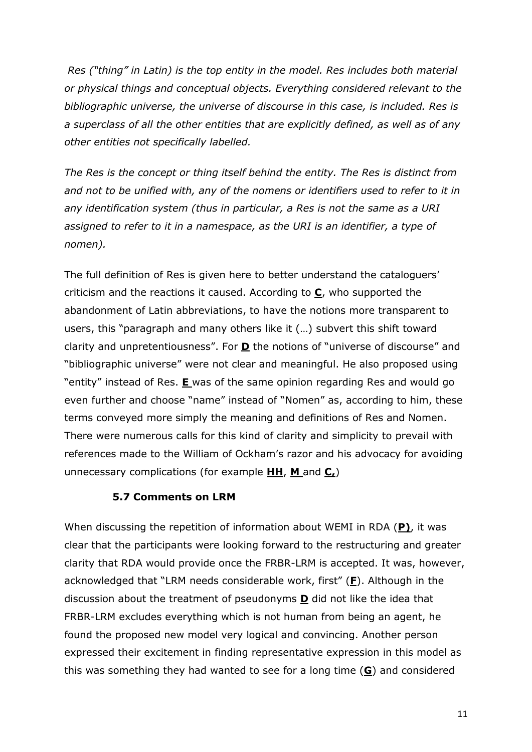*Res ("thing" in Latin) is the top entity in the model. Res includes both material or physical things and conceptual objects. Everything considered relevant to the bibliographic universe, the universe of discourse in this case, is included. Res is a superclass of all the other entities that are explicitly defined, as well as of any other entities not specifically labelled.*

*The Res is the concept or thing itself behind the entity. The Res is distinct from and not to be unified with, any of the nomens or identifiers used to refer to it in any identification system (thus in particular, a Res is not the same as a URI assigned to refer to it in a namespace, as the URI is an identifier, a type of nomen).*

The full definition of Res is given here to better understand the cataloguers' criticism and the reactions it caused. According to **C**, who supported the abandonment of Latin abbreviations, to have the notions more transparent to users, this "paragraph and many others like it (…) subvert this shift toward clarity and unpretentiousness". For **D** the notions of "universe of discourse" and "bibliographic universe" were not clear and meaningful. He also proposed using "entity" instead of Res. **E** was of the same opinion regarding Res and would go even further and choose "name" instead of "Nomen" as, according to him, these terms conveyed more simply the meaning and definitions of Res and Nomen. There were numerous calls for this kind of clarity and simplicity to prevail with references made to the William of Ockham's razor and his advocacy for avoiding unnecessary complications (for example **HH**, **M** and **C,**)

### 5.7 Comments on LRM

When discussing the repetition of information about WEMI in RDA (**P)**, it was clear that the participants were looking forward to the restructuring and greater clarity that RDA would provide once the FRBR-LRM is accepted. It was, however, acknowledged that "LRM needs considerable work, first" (**F**). Although in the discussion about the treatment of pseudonyms **D** did not like the idea that FRBR-LRM excludes everything which is not human from being an agent, he found the proposed new model very logical and convincing. Another person expressed their excitement in finding representative expression in this model as this was something they had wanted to see for a long time (**G**) and considered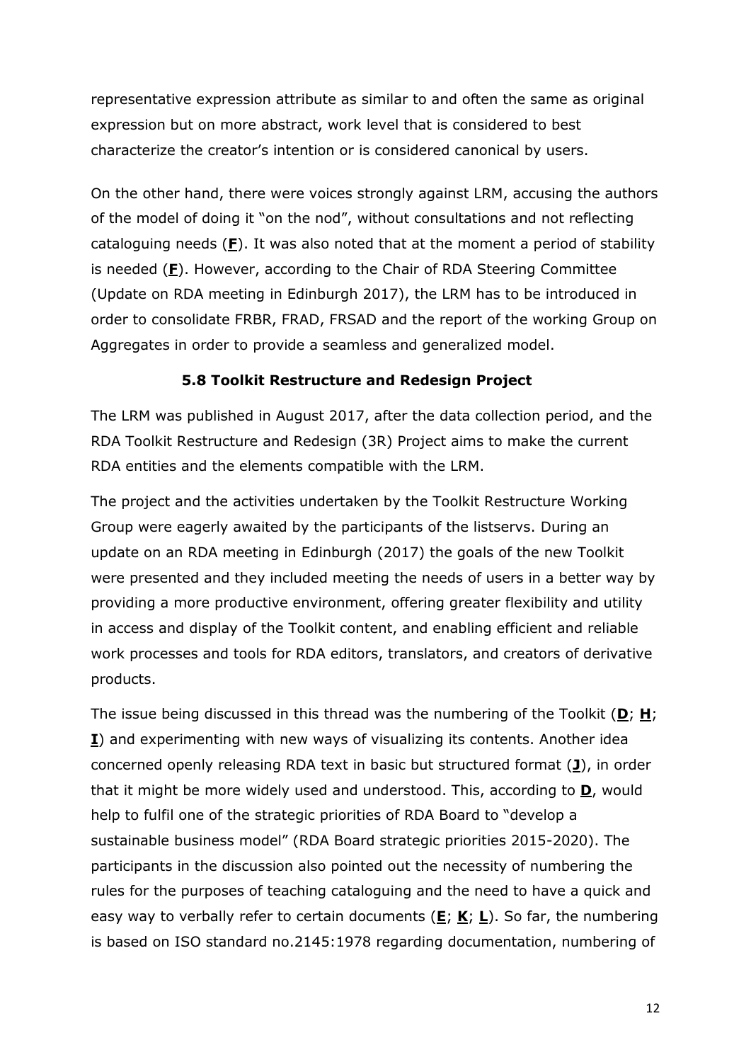representative expression attribute as similar to and often the same as original expression but on more abstract, work level that is considered to best characterize the creator's intention or is considered canonical by users.

On the other hand, there were voices strongly against LRM, accusing the authors of the model of doing it "on the nod", without consultations and not reflecting cataloguing needs (**F**). It was also noted that at the moment a period of stability is needed (**F**). However, according to the Chair of RDA Steering Committee (Update on RDA meeting in Edinburgh 2017), the LRM has to be introduced in order to consolidate FRBR, FRAD, FRSAD and the report of the working Group on Aggregates in order to provide a seamless and generalized model.

### 5.8 Toolkit Restructure and Redesign Project

The LRM was published in August 2017, after the data collection period, and the RDA Toolkit Restructure and Redesign (3R) Project aims to make the current RDA entities and the elements compatible with the LRM.

The project and the activities undertaken by the Toolkit Restructure Working Group were eagerly awaited by the participants of the listservs. During an update on an RDA meeting in Edinburgh (2017) the goals of the new Toolkit were presented and they included meeting the needs of users in a better way by providing a more productive environment, offering greater flexibility and utility in access and display of the Toolkit content, and enabling efficient and reliable work processes and tools for RDA editors, translators, and creators of derivative products.

The issue being discussed in this thread was the numbering of the Toolkit (**D**; **H**; **I**) and experimenting with new ways of visualizing its contents. Another idea concerned openly releasing RDA text in basic but structured format (**J**), in order that it might be more widely used and understood. This, according to **D**, would help to fulfil one of the strategic priorities of RDA Board to "develop a sustainable business model" (RDA Board strategic priorities 2015-2020). The participants in the discussion also pointed out the necessity of numbering the rules for the purposes of teaching cataloguing and the need to have a quick and easy way to verbally refer to certain documents (**E**; **K**; **L**). So far, the numbering is based on ISO standard no.2145:1978 regarding documentation, numbering of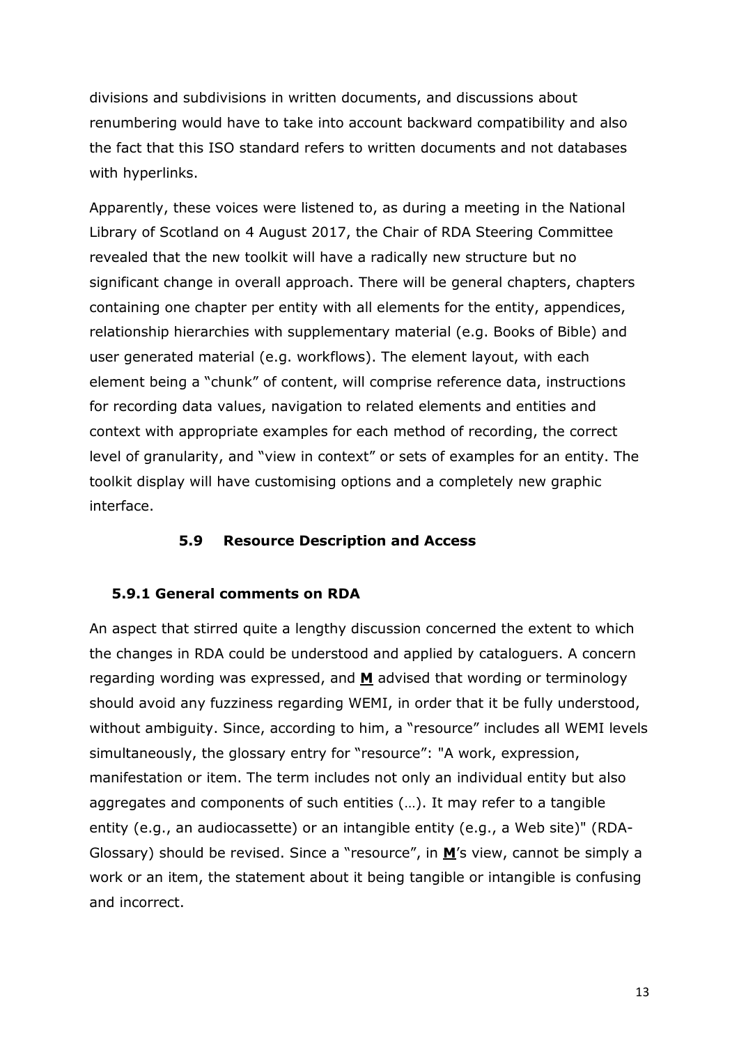divisions and subdivisions in written documents, and discussions about renumbering would have to take into account backward compatibility and also the fact that this ISO standard refers to written documents and not databases with hyperlinks.

Apparently, these voices were listened to, as during a meeting in the National Library of Scotland on 4 August 2017, the Chair of RDA Steering Committee revealed that the new toolkit will have a radically new structure but no significant change in overall approach. There will be general chapters, chapters containing one chapter per entity with all elements for the entity, appendices, relationship hierarchies with supplementary material (e.g. Books of Bible) and user generated material (e.g. workflows). The element layout, with each element being a "chunk" of content, will comprise reference data, instructions for recording data values, navigation to related elements and entities and context with appropriate examples for each method of recording, the correct level of granularity, and "view in context" or sets of examples for an entity. The toolkit display will have customising options and a completely new graphic interface.

## 5.9 Resource Description and Access

### 5.9.1 General comments on RDA

An aspect that stirred quite a lengthy discussion concerned the extent to which the changes in RDA could be understood and applied by cataloguers. A concern regarding wording was expressed, and **M** advised that wording or terminology should avoid any fuzziness regarding WEMI, in order that it be fully understood, without ambiguity. Since, according to him, a "resource" includes all WEMI levels simultaneously, the glossary entry for "resource": "A work, expression, manifestation or item. The term includes not only an individual entity but also aggregates and components of such entities (…). It may refer to a tangible entity (e.g., an audiocassette) or an intangible entity (e.g., a Web site)" (RDA-Glossary) should be revised. Since a "resource", in **M**'s view, cannot be simply a work or an item, the statement about it being tangible or intangible is confusing and incorrect.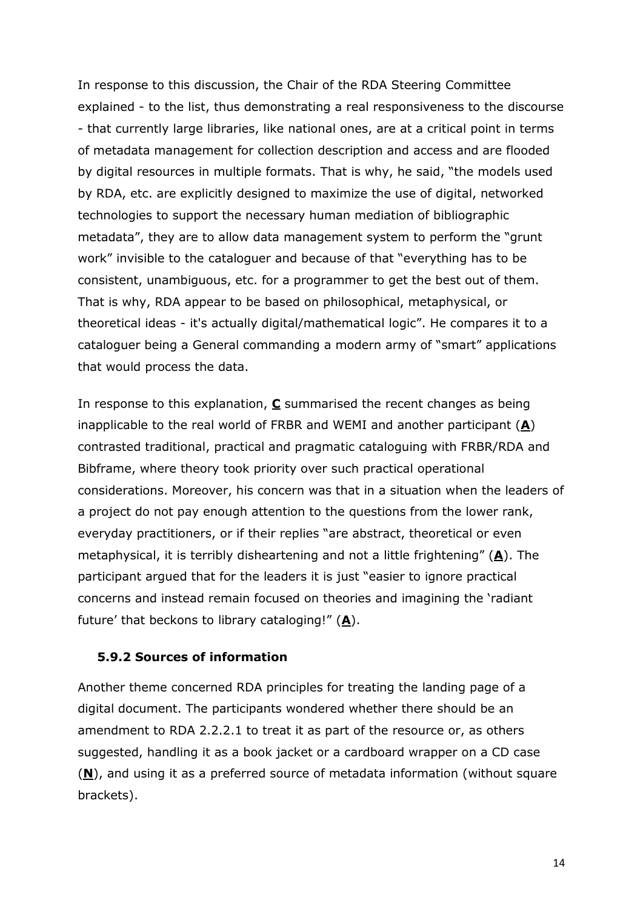In response to this discussion, the Chair of the RDA Steering Committee explained - to the list, thus demonstrating a real responsiveness to the discourse - that currently large libraries, like national ones, are at a critical point in terms of metadata management for collection description and access and are flooded by digital resources in multiple formats. That is why, he said, "the models used by RDA, etc. are explicitly designed to maximize the use of digital, networked technologies to support the necessary human mediation of bibliographic metadata", they are to allow data management system to perform the "grunt work" invisible to the cataloguer and because of that "everything has to be consistent, unambiguous, etc. for a programmer to get the best out of them. That is why, RDA appear to be based on philosophical, metaphysical, or theoretical ideas - it's actually digital/mathematical logic". He compares it to a cataloguer being a General commanding a modern army of "smart" applications that would process the data.

In response to this explanation, **C** summarised the recent changes as being inapplicable to the real world of FRBR and WEMI and another participant (**A**) contrasted traditional, practical and pragmatic cataloguing with FRBR/RDA and Bibframe, where theory took priority over such practical operational considerations. Moreover, his concern was that in a situation when the leaders of a project do not pay enough attention to the questions from the lower rank, everyday practitioners, or if their replies "are abstract, theoretical or even metaphysical, it is terribly disheartening and not a little frightening" (**A**). The participant argued that for the leaders it is just "easier to ignore practical concerns and instead remain focused on theories and imagining the 'radiant future' that beckons to library cataloging!" (**A**).

### 5.9.2 Sources of information

Another theme concerned RDA principles for treating the landing page of a digital document. The participants wondered whether there should be an amendment to RDA 2.2.2.1 to treat it as part of the resource or, as others suggested, handling it as a book jacket or a cardboard wrapper on a CD case (**N**), and using it as a preferred source of metadata information (without square brackets).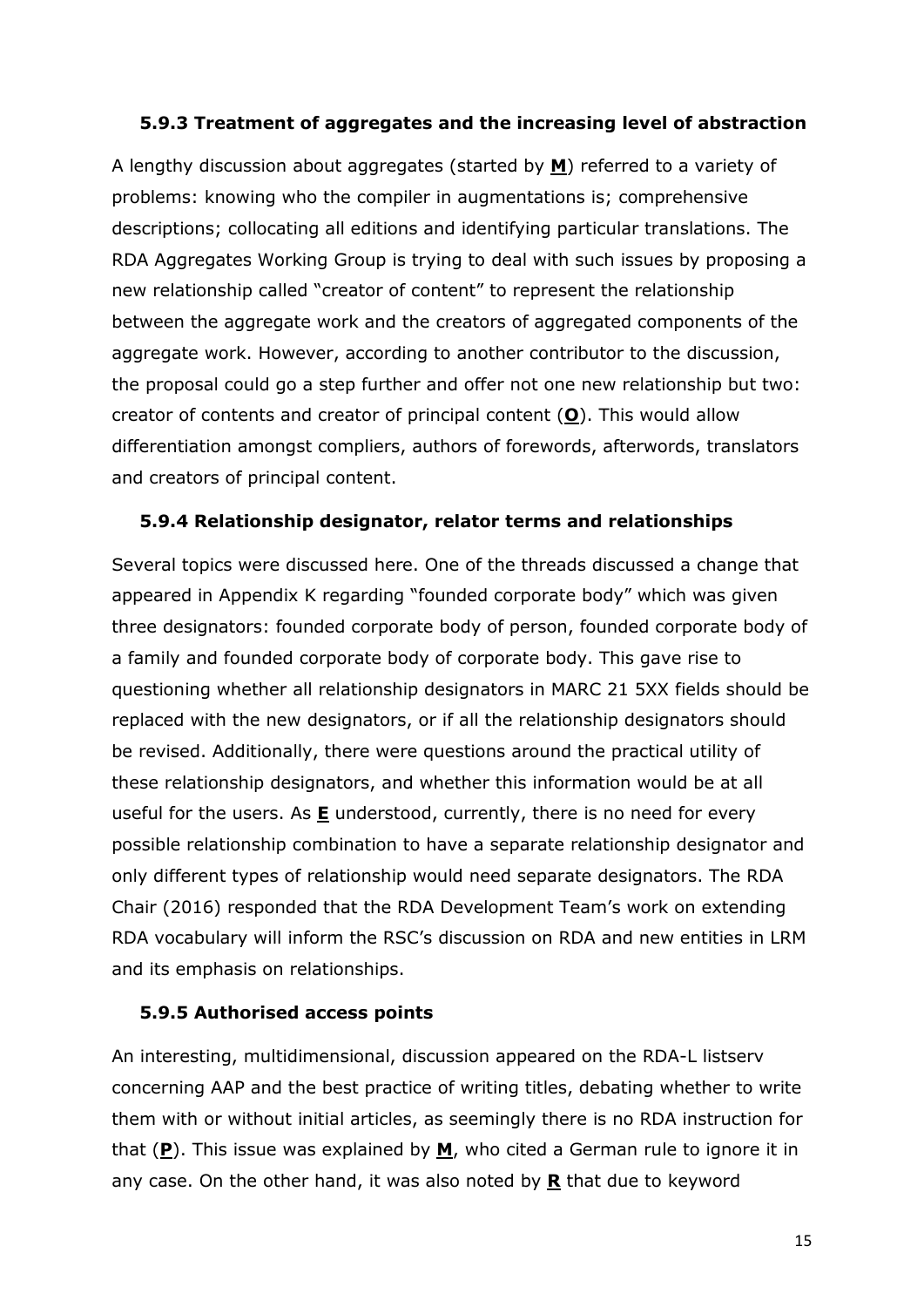### 5.9.3 Treatment of aggregates and the increasing level of abstraction

A lengthy discussion about aggregates (started by **M**) referred to a variety of problems: knowing who the compiler in augmentations is; comprehensive descriptions; collocating all editions and identifying particular translations. The RDA Aggregates Working Group is trying to deal with such issues by proposing a new relationship called "creator of content" to represent the relationship between the aggregate work and the creators of aggregated components of the aggregate work. However, according to another contributor to the discussion, the proposal could go a step further and offer not one new relationship but two: creator of contents and creator of principal content (**O**). This would allow differentiation amongst compliers, authors of forewords, afterwords, translators and creators of principal content.

### 5.9.4 Relationship designator, relator terms and relationships

Several topics were discussed here. One of the threads discussed a change that appeared in Appendix K regarding "founded corporate body" which was given three designators: founded corporate body of person, founded corporate body of a family and founded corporate body of corporate body. This gave rise to questioning whether all relationship designators in MARC 21 5XX fields should be replaced with the new designators, or if all the relationship designators should be revised. Additionally, there were questions around the practical utility of these relationship designators, and whether this information would be at all useful for the users. As **E** understood, currently, there is no need for every possible relationship combination to have a separate relationship designator and only different types of relationship would need separate designators. The RDA Chair (2016) responded that the RDA Development Team's work on extending RDA vocabulary will inform the RSC's discussion on RDA and new entities in LRM and its emphasis on relationships.

### 5.9.5 Authorised access points

An interesting, multidimensional, discussion appeared on the RDA-L listserv concerning AAP and the best practice of writing titles, debating whether to write them with or without initial articles, as seemingly there is no RDA instruction for that (**P**). This issue was explained by **M**, who cited a German rule to ignore it in any case. On the other hand, it was also noted by **R** that due to keyword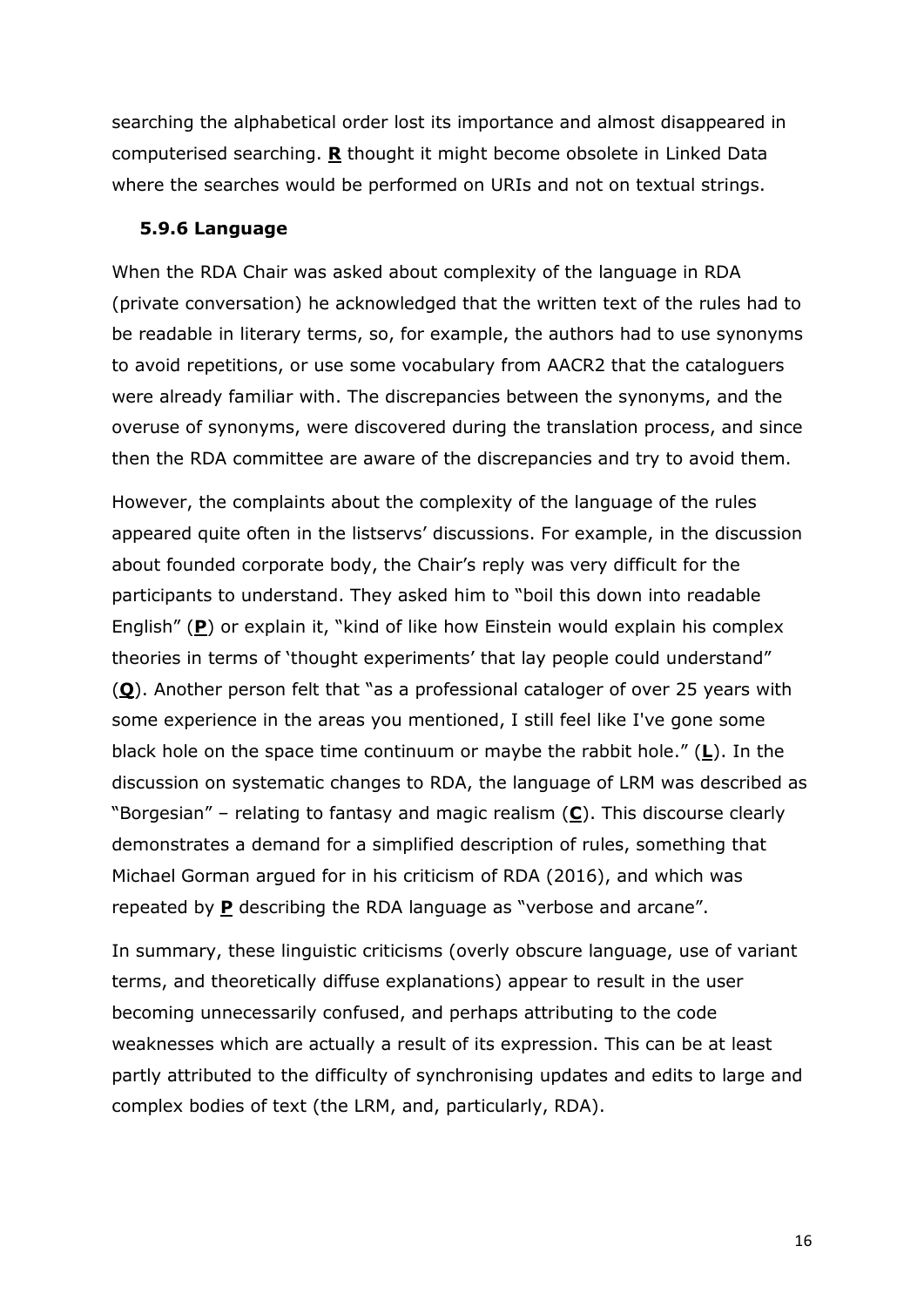searching the alphabetical order lost its importance and almost disappeared in computerised searching. **R** thought it might become obsolete in Linked Data where the searches would be performed on URIs and not on textual strings.

### 5.9.6 Language

When the RDA Chair was asked about complexity of the language in RDA (private conversation) he acknowledged that the written text of the rules had to be readable in literary terms, so, for example, the authors had to use synonyms to avoid repetitions, or use some vocabulary from AACR2 that the cataloguers were already familiar with. The discrepancies between the synonyms, and the overuse of synonyms, were discovered during the translation process, and since then the RDA committee are aware of the discrepancies and try to avoid them.

However, the complaints about the complexity of the language of the rules appeared quite often in the listservs' discussions. For example, in the discussion about founded corporate body, the Chair's reply was very difficult for the participants to understand. They asked him to "boil this down into readable English" (**P**) or explain it, "kind of like how Einstein would explain his complex theories in terms of 'thought experiments' that lay people could understand" (**Q**). Another person felt that "as a professional cataloger of over 25 years with some experience in the areas you mentioned, I still feel like I've gone some black hole on the space time continuum or maybe the rabbit hole." (**L**). In the discussion on systematic changes to RDA, the language of LRM was described as "Borgesian" – relating to fantasy and magic realism (**C**). This discourse clearly demonstrates a demand for a simplified description of rules, something that Michael Gorman argued for in his criticism of RDA (2016), and which was repeated by **P** describing the RDA language as "verbose and arcane".

In summary, these linguistic criticisms (overly obscure language, use of variant terms, and theoretically diffuse explanations) appear to result in the user becoming unnecessarily confused, and perhaps attributing to the code weaknesses which are actually a result of its expression. This can be at least partly attributed to the difficulty of synchronising updates and edits to large and complex bodies of text (the LRM, and, particularly, RDA).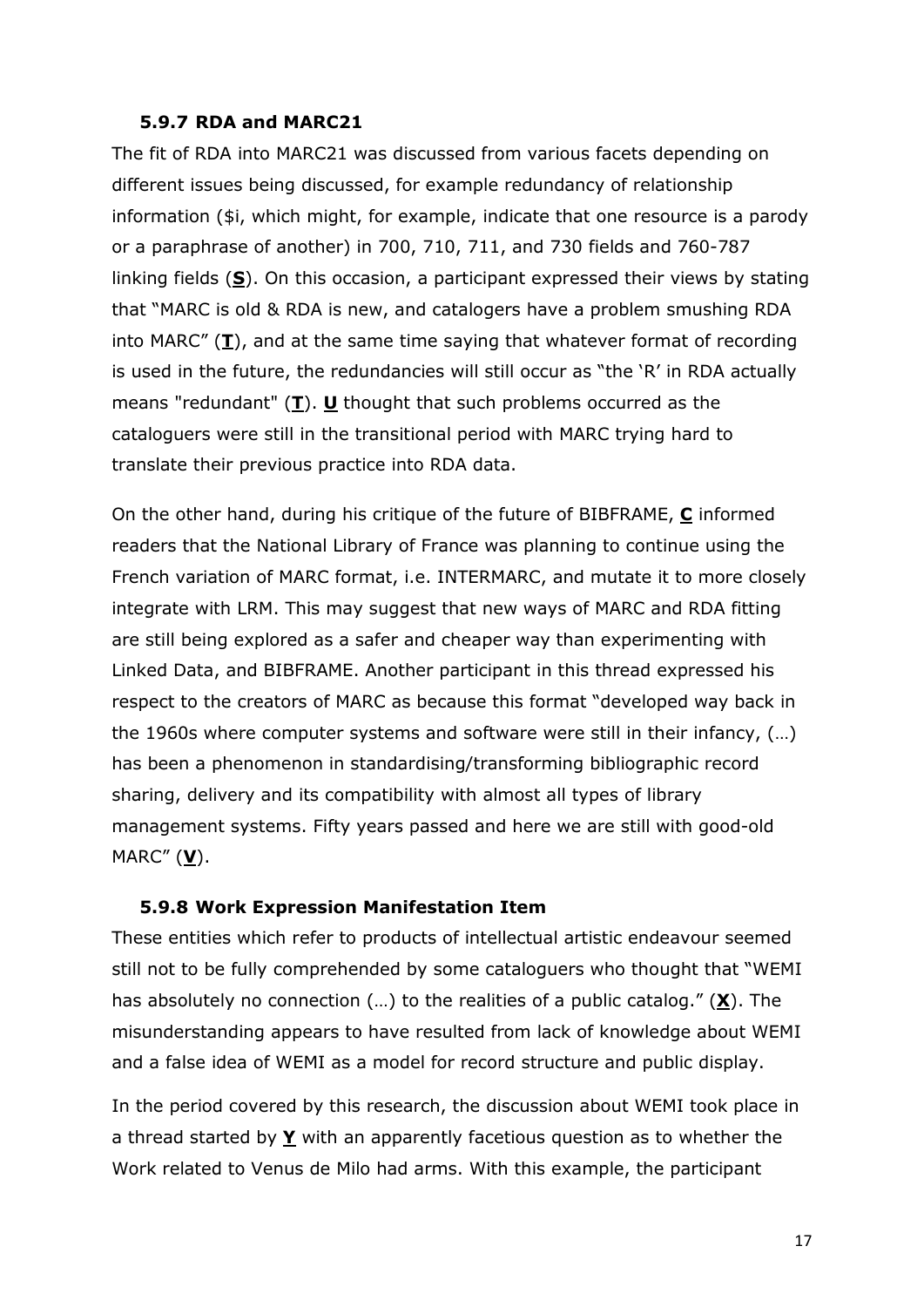### 5.9.7 RDA and MARC21

The fit of RDA into MARC21 was discussed from various facets depending on different issues being discussed, for example redundancy of relationship information ($i, which might, for example, indicate that one resource is a parody or a paraphrase of another) in 700, 710, 711, and 730 fields and 760-787 linking fields (**S**). On this occasion, a participant expressed their views by stating that "MARC is old & RDA is new, and catalogers have a problem smushing RDA into MARC" (**T**), and at the same time saying that whatever format of recording is used in the future, the redundancies will still occur as "the 'R' in RDA actually means "redundant" (**T**). **U** thought that such problems occurred as the cataloguers were still in the transitional period with MARC trying hard to translate their previous practice into RDA data.

On the other hand, during his critique of the future of BIBFRAME, **C** informed readers that the National Library of France was planning to continue using the French variation of MARC format, i.e. INTERMARC, and mutate it to more closely integrate with LRM. This may suggest that new ways of MARC and RDA fitting are still being explored as a safer and cheaper way than experimenting with Linked Data, and BIBFRAME. Another participant in this thread expressed his respect to the creators of MARC as because this format "developed way back in the 1960s where computer systems and software were still in their infancy, (…) has been a phenomenon in standardising/transforming bibliographic record sharing, delivery and its compatibility with almost all types of library management systems. Fifty years passed and here we are still with good-old MARC" (**V**).

### 5.9.8 Work Expression Manifestation Item

These entities which refer to products of intellectual artistic endeavour seemed still not to be fully comprehended by some cataloguers who thought that "WEMI has absolutely no connection (…) to the realities of a public catalog." (**X**). The misunderstanding appears to have resulted from lack of knowledge about WEMI and a false idea of WEMI as a model for record structure and public display.

In the period covered by this research, the discussion about WEMI took place in a thread started by **Y** with an apparently facetious question as to whether the Work related to Venus de Milo had arms. With this example, the participant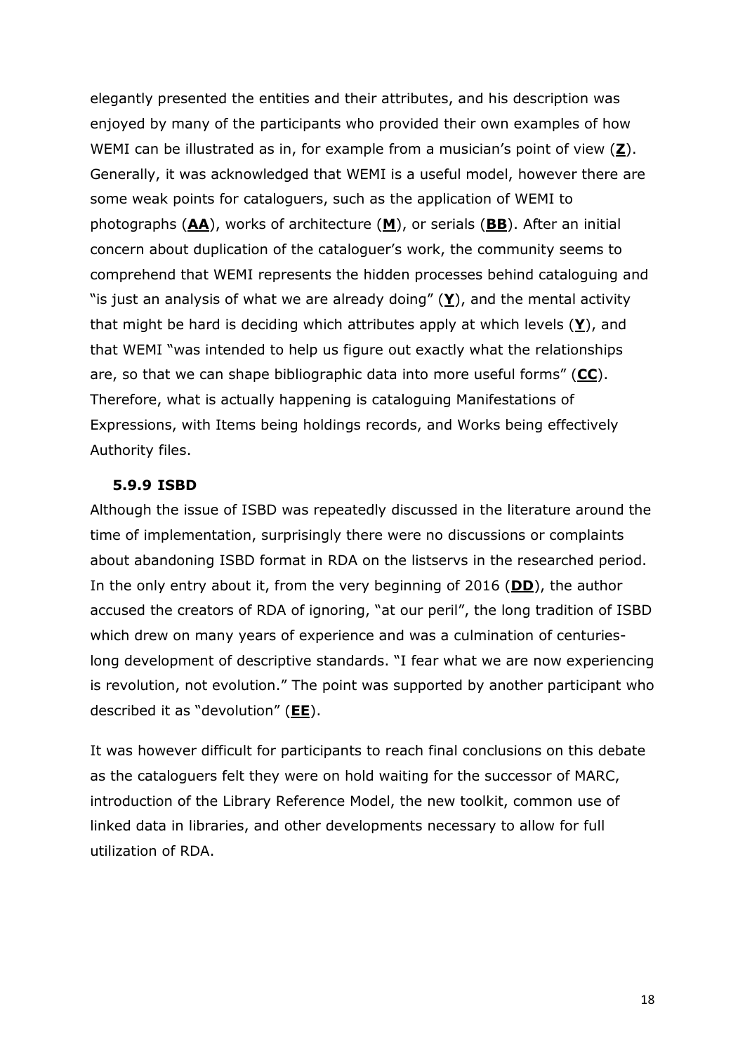elegantly presented the entities and their attributes, and his description was enjoyed by many of the participants who provided their own examples of how WEMI can be illustrated as in, for example from a musician's point of view (**Z**). Generally, it was acknowledged that WEMI is a useful model, however there are some weak points for cataloguers, such as the application of WEMI to photographs (**AA**), works of architecture (**M**), or serials (**BB**). After an initial concern about duplication of the cataloguer's work, the community seems to comprehend that WEMI represents the hidden processes behind cataloguing and "is just an analysis of what we are already doing" (**Y**), and the mental activity that might be hard is deciding which attributes apply at which levels (**Y**), and that WEMI "was intended to help us figure out exactly what the relationships are, so that we can shape bibliographic data into more useful forms" (**CC**). Therefore, what is actually happening is cataloguing Manifestations of Expressions, with Items being holdings records, and Works being effectively Authority files.

### 5.9.9 ISBD

Although the issue of ISBD was repeatedly discussed in the literature around the time of implementation, surprisingly there were no discussions or complaints about abandoning ISBD format in RDA on the listservs in the researched period. In the only entry about it, from the very beginning of 2016 (**DD**), the author accused the creators of RDA of ignoring, "at our peril", the long tradition of ISBD which drew on many years of experience and was a culmination of centuries-long development of descriptive standards. "I fear what we are now experiencing is revolution, not evolution." The point was supported by another participant who described it as "devolution" (**EE**).

It was however difficult for participants to reach final conclusions on this debate as the cataloguers felt they were on hold waiting for the successor of MARC, introduction of the Library Reference Model, the new toolkit, common use of linked data in libraries, and other developments necessary to allow for full utilization of RDA.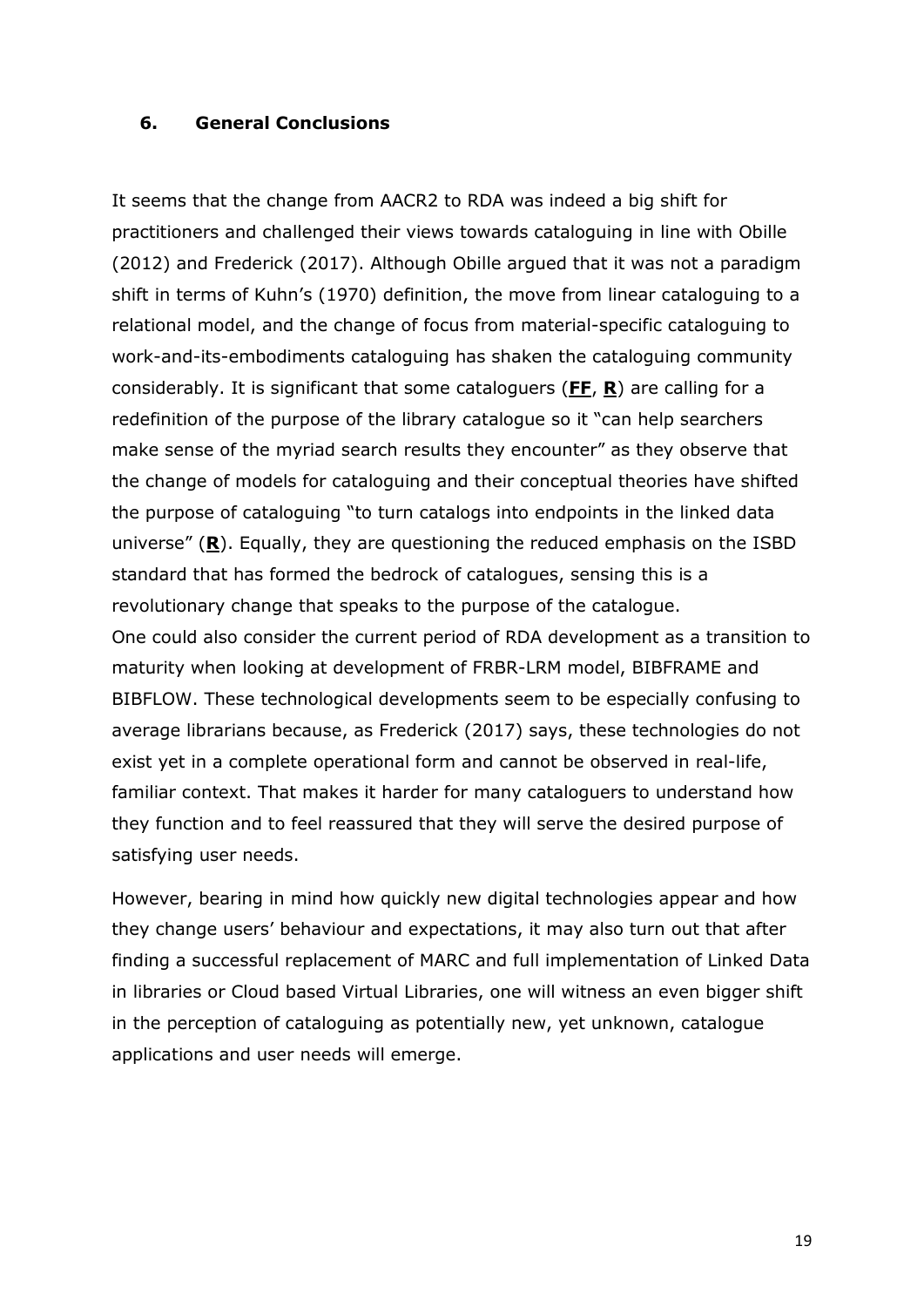## 6. General Conclusions

It seems that the change from AACR2 to RDA was indeed a big shift for practitioners and challenged their views towards cataloguing in line with Obille (2012) and Frederick (2017). Although Obille argued that it was not a paradigm shift in terms of Kuhn's (1970) definition, the move from linear cataloguing to a relational model, and the change of focus from material-specific cataloguing to work-and-its-embodiments cataloguing has shaken the cataloguing community considerably. It is significant that some cataloguers (**FF**, **R**) are calling for a redefinition of the purpose of the library catalogue so it "can help searchers make sense of the myriad search results they encounter" as they observe that the change of models for cataloguing and their conceptual theories have shifted the purpose of cataloguing "to turn catalogs into endpoints in the linked data universe" (**R**). Equally, they are questioning the reduced emphasis on the ISBD standard that has formed the bedrock of catalogues, sensing this is a revolutionary change that speaks to the purpose of the catalogue.

One could also consider the current period of RDA development as a transition to maturity when looking at development of FRBR-LRM model, BIBFRAME and BIBFLOW. These technological developments seem to be especially confusing to average librarians because, as Frederick (2017) says, these technologies do not exist yet in a complete operational form and cannot be observed in real-life, familiar context. That makes it harder for many cataloguers to understand how they function and to feel reassured that they will serve the desired purpose of satisfying user needs.

However, bearing in mind how quickly new digital technologies appear and how they change users' behaviour and expectations, it may also turn out that after finding a successful replacement of MARC and full implementation of Linked Data in libraries or Cloud based Virtual Libraries, one will witness an even bigger shift in the perception of cataloguing as potentially new, yet unknown, catalogue applications and user needs will emerge.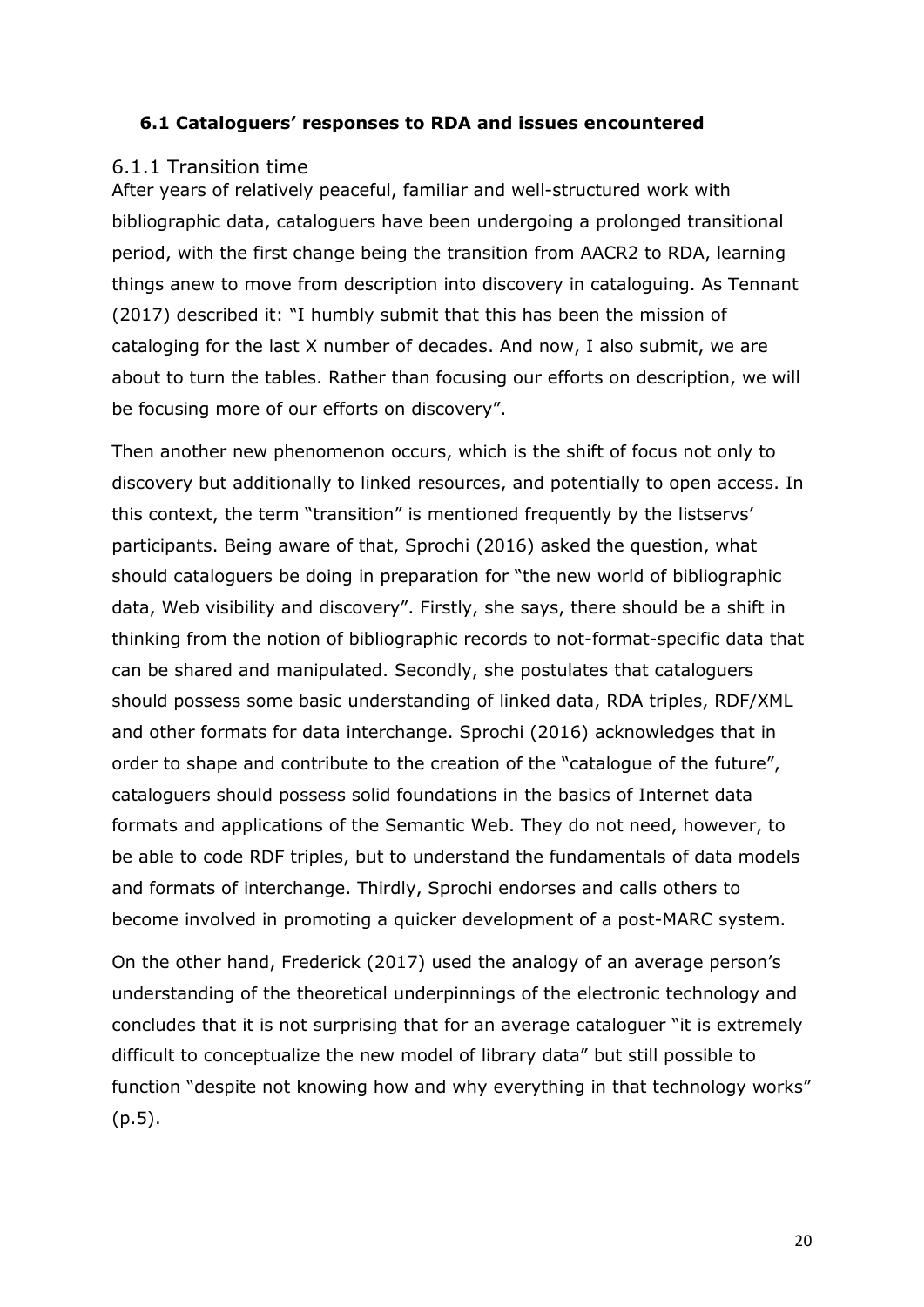### 6.1 Cataloguers' responses to RDA and issues encountered

#### 6.1.1 Transition time

After years of relatively peaceful, familiar and well-structured work with bibliographic data, cataloguers have been undergoing a prolonged transitional period, with the first change being the transition from AACR2 to RDA, learning things anew to move from description into discovery in cataloguing. As Tennant (2017) described it: "I humbly submit that this has been the mission of cataloging for the last X number of decades. And now, I also submit, we are about to turn the tables. Rather than focusing our efforts on description, we will be focusing more of our efforts on discovery".

Then another new phenomenon occurs, which is the shift of focus not only to discovery but additionally to linked resources, and potentially to open access. In this context, the term "transition" is mentioned frequently by the listservs' participants. Being aware of that, Sprochi (2016) asked the question, what should cataloguers be doing in preparation for "the new world of bibliographic data, Web visibility and discovery". Firstly, she says, there should be a shift in thinking from the notion of bibliographic records to not-format-specific data that can be shared and manipulated. Secondly, she postulates that cataloguers should possess some basic understanding of linked data, RDA triples, RDF/XML and other formats for data interchange. Sprochi (2016) acknowledges that in order to shape and contribute to the creation of the "catalogue of the future", cataloguers should possess solid foundations in the basics of Internet data formats and applications of the Semantic Web. They do not need, however, to be able to code RDF triples, but to understand the fundamentals of data models and formats of interchange. Thirdly, Sprochi endorses and calls others to become involved in promoting a quicker development of a post-MARC system.

On the other hand, Frederick (2017) used the analogy of an average person's understanding of the theoretical underpinnings of the electronic technology and concludes that it is not surprising that for an average cataloguer "it is extremely difficult to conceptualize the new model of library data" but still possible to function "despite not knowing how and why everything in that technology works" (p.5).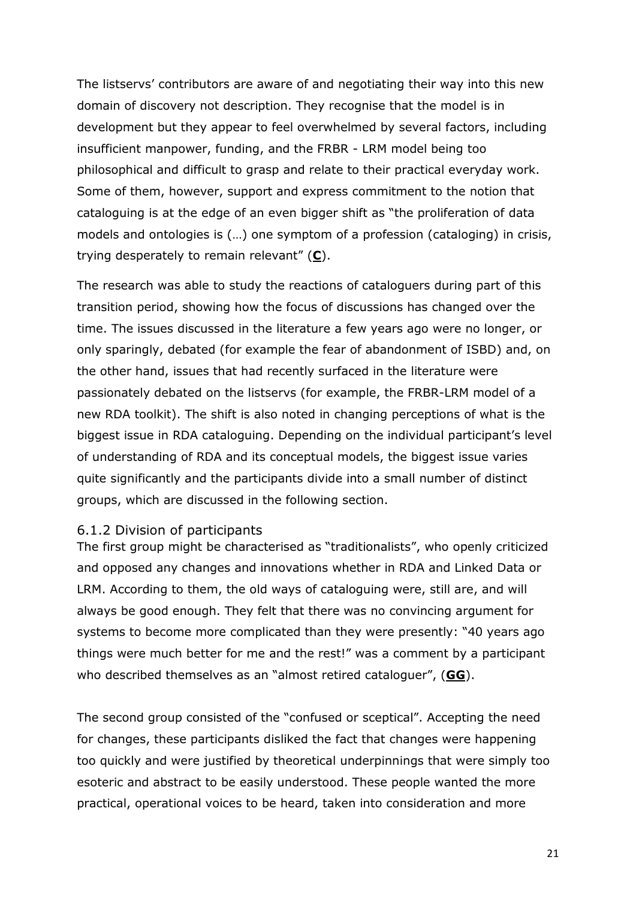The listservs' contributors are aware of and negotiating their way into this new domain of discovery not description. They recognise that the model is in development but they appear to feel overwhelmed by several factors, including insufficient manpower, funding, and the FRBR - LRM model being too philosophical and difficult to grasp and relate to their practical everyday work. Some of them, however, support and express commitment to the notion that cataloguing is at the edge of an even bigger shift as "the proliferation of data models and ontologies is (…) one symptom of a profession (cataloging) in crisis, trying desperately to remain relevant" (**C**).

The research was able to study the reactions of cataloguers during part of this transition period, showing how the focus of discussions has changed over the time. The issues discussed in the literature a few years ago were no longer, or only sparingly, debated (for example the fear of abandonment of ISBD) and, on the other hand, issues that had recently surfaced in the literature were passionately debated on the listservs (for example, the FRBR-LRM model of a new RDA toolkit). The shift is also noted in changing perceptions of what is the biggest issue in RDA cataloguing. Depending on the individual participant's level of understanding of RDA and its conceptual models, the biggest issue varies quite significantly and the participants divide into a small number of distinct groups, which are discussed in the following section.

### 6.1.2 Division of participants

The first group might be characterised as "traditionalists", who openly criticized and opposed any changes and innovations whether in RDA and Linked Data or LRM. According to them, the old ways of cataloguing were, still are, and will always be good enough. They felt that there was no convincing argument for systems to become more complicated than they were presently: "40 years ago things were much better for me and the rest!" was a comment by a participant who described themselves as an "almost retired cataloguer", (**GG**).

The second group consisted of the "confused or sceptical". Accepting the need for changes, these participants disliked the fact that changes were happening too quickly and were justified by theoretical underpinnings that were simply too esoteric and abstract to be easily understood. These people wanted the more practical, operational voices to be heard, taken into consideration and more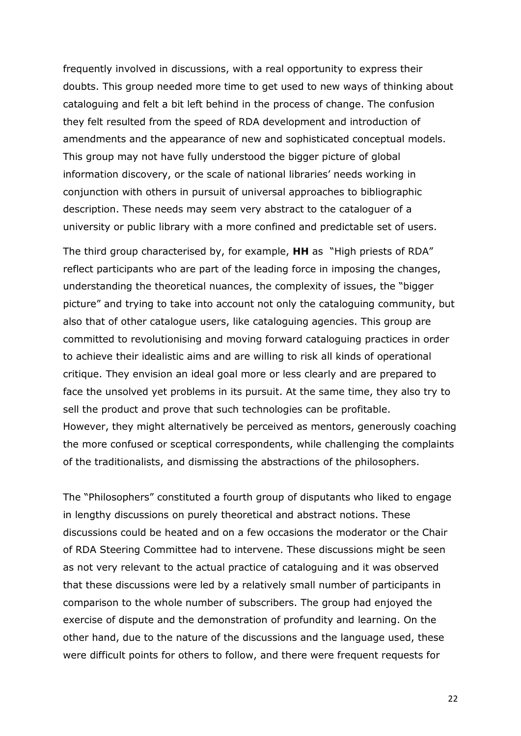frequently involved in discussions, with a real opportunity to express their doubts. This group needed more time to get used to new ways of thinking about cataloguing and felt a bit left behind in the process of change. The confusion they felt resulted from the speed of RDA development and introduction of amendments and the appearance of new and sophisticated conceptual models. This group may not have fully understood the bigger picture of global information discovery, or the scale of national libraries' needs working in conjunction with others in pursuit of universal approaches to bibliographic description. These needs may seem very abstract to the cataloguer of a university or public library with a more confined and predictable set of users.

The third group characterised by, for example, **HH** as "High priests of RDA" reflect participants who are part of the leading force in imposing the changes, understanding the theoretical nuances, the complexity of issues, the "bigger picture" and trying to take into account not only the cataloguing community, but also that of other catalogue users, like cataloguing agencies. This group are committed to revolutionising and moving forward cataloguing practices in order to achieve their idealistic aims and are willing to risk all kinds of operational critique. They envision an ideal goal more or less clearly and are prepared to face the unsolved yet problems in its pursuit. At the same time, they also try to sell the product and prove that such technologies can be profitable. However, they might alternatively be perceived as mentors, generously coaching the more confused or sceptical correspondents, while challenging the complaints of the traditionalists, and dismissing the abstractions of the philosophers.

The "Philosophers" constituted a fourth group of disputants who liked to engage in lengthy discussions on purely theoretical and abstract notions. These discussions could be heated and on a few occasions the moderator or the Chair of RDA Steering Committee had to intervene. These discussions might be seen as not very relevant to the actual practice of cataloguing and it was observed that these discussions were led by a relatively small number of participants in comparison to the whole number of subscribers. The group had enjoyed the exercise of dispute and the demonstration of profundity and learning. On the other hand, due to the nature of the discussions and the language used, these were difficult points for others to follow, and there were frequent requests for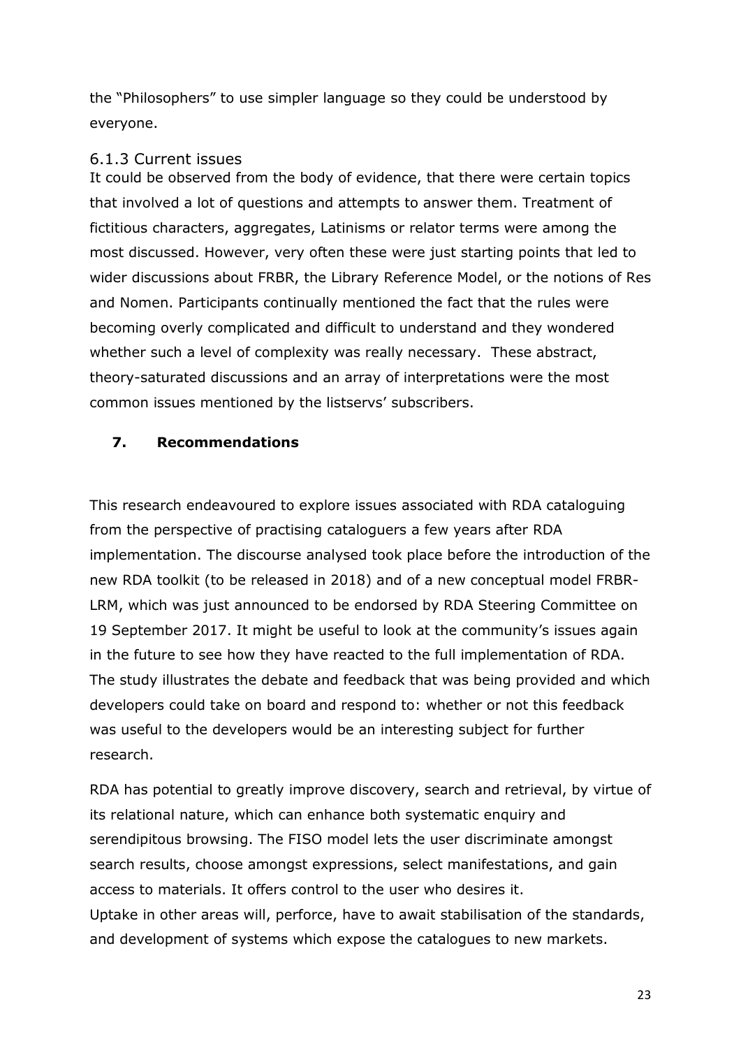the "Philosophers" to use simpler language so they could be understood by everyone.

### 6.1.3 Current issues

It could be observed from the body of evidence, that there were certain topics that involved a lot of questions and attempts to answer them. Treatment of fictitious characters, aggregates, Latinisms or relator terms were among the most discussed. However, very often these were just starting points that led to wider discussions about FRBR, the Library Reference Model, or the notions of Res and Nomen. Participants continually mentioned the fact that the rules were becoming overly complicated and difficult to understand and they wondered whether such a level of complexity was really necessary. These abstract, theory-saturated discussions and an array of interpretations were the most common issues mentioned by the listservs' subscribers.

## 7. Recommendations

This research endeavoured to explore issues associated with RDA cataloguing from the perspective of practising cataloguers a few years after RDA implementation. The discourse analysed took place before the introduction of the new RDA toolkit (to be released in 2018) and of a new conceptual model FRBR-LRM, which was just announced to be endorsed by RDA Steering Committee on 19 September 2017. It might be useful to look at the community's issues again in the future to see how they have reacted to the full implementation of RDA. The study illustrates the debate and feedback that was being provided and which developers could take on board and respond to: whether or not this feedback was useful to the developers would be an interesting subject for further research.

RDA has potential to greatly improve discovery, search and retrieval, by virtue of its relational nature, which can enhance both systematic enquiry and serendipitous browsing. The FISO model lets the user discriminate amongst search results, choose amongst expressions, select manifestations, and gain access to materials. It offers control to the user who desires it.
Uptake in other areas will, perforce, have to await stabilisation of the standards, and development of systems which expose the catalogues to new markets.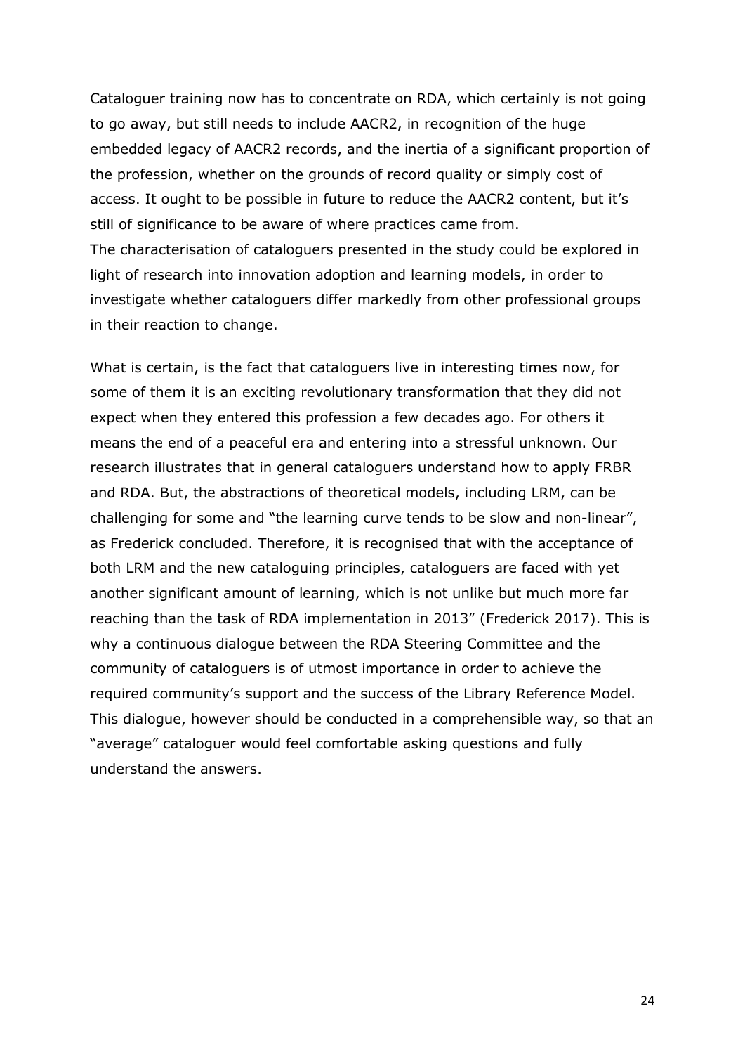Cataloguer training now has to concentrate on RDA, which certainly is not going to go away, but still needs to include AACR2, in recognition of the huge embedded legacy of AACR2 records, and the inertia of a significant proportion of the profession, whether on the grounds of record quality or simply cost of access. It ought to be possible in future to reduce the AACR2 content, but it's still of significance to be aware of where practices came from.
The characterisation of cataloguers presented in the study could be explored in light of research into innovation adoption and learning models, in order to investigate whether cataloguers differ markedly from other professional groups in their reaction to change.

What is certain, is the fact that cataloguers live in interesting times now, for some of them it is an exciting revolutionary transformation that they did not expect when they entered this profession a few decades ago. For others it means the end of a peaceful era and entering into a stressful unknown. Our research illustrates that in general cataloguers understand how to apply FRBR and RDA. But, the abstractions of theoretical models, including LRM, can be challenging for some and "the learning curve tends to be slow and non-linear", as Frederick concluded. Therefore, it is recognised that with the acceptance of both LRM and the new cataloguing principles, cataloguers are faced with yet another significant amount of learning, which is not unlike but much more far reaching than the task of RDA implementation in 2013" (Frederick 2017). This is why a continuous dialogue between the RDA Steering Committee and the community of cataloguers is of utmost importance in order to achieve the required community's support and the success of the Library Reference Model. This dialogue, however should be conducted in a comprehensible way, so that an "average" cataloguer would feel comfortable asking questions and fully understand the answers.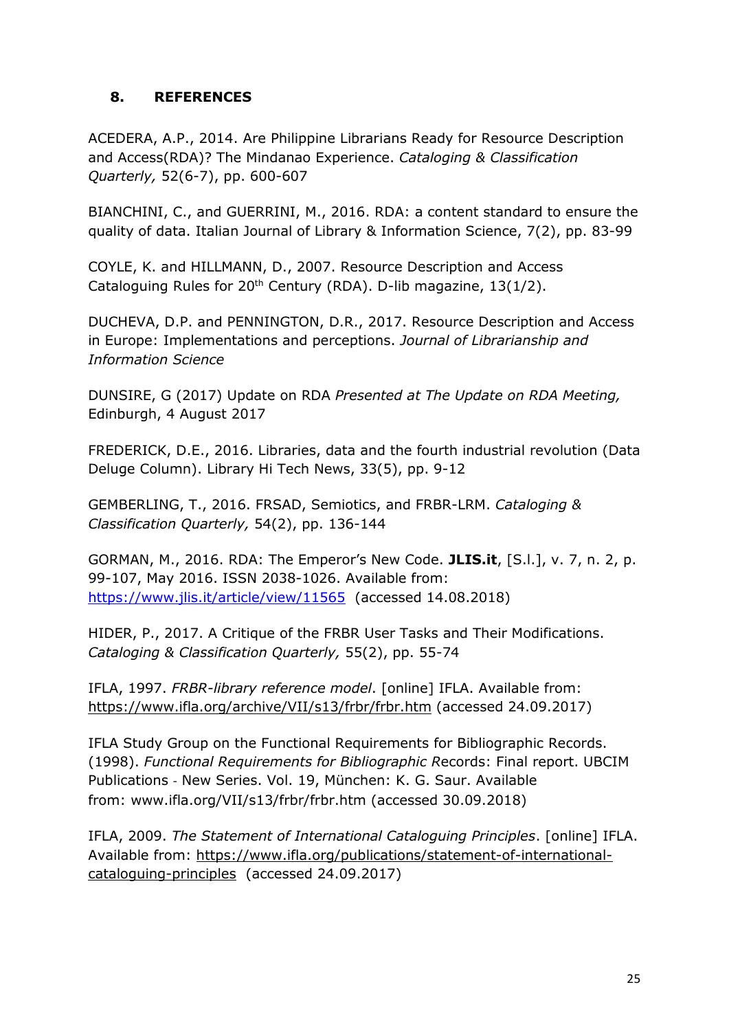## 8. REFERENCES

ACEDERA, A.P., 2014. Are Philippine Librarians Ready for Resource Description and Access(RDA)? The Mindanao Experience. *Cataloging & Classification Quarterly,* 52(6-7), pp. 600-607

BIANCHINI, C., and GUERRINI, M., 2016. RDA: a content standard to ensure the quality of data. Italian Journal of Library & Information Science, 7(2), pp. 83-99

COYLE, K. and HILLMANN, D., 2007. Resource Description and Access Cataloguing Rules for 20th Century (RDA). D-lib magazine, 13(1/2).

DUCHEVA, D.P. and PENNINGTON, D.R., 2017. Resource Description and Access in Europe: Implementations and perceptions. *Journal of Librarianship and Information Science*

DUNSIRE, G (2017) Update on RDA *Presented at The Update on RDA Meeting,* Edinburgh, 4 August 2017

FREDERICK, D.E., 2016. Libraries, data and the fourth industrial revolution (Data Deluge Column). Library Hi Tech News, 33(5), pp. 9-12

GEMBERLING, T., 2016. FRSAD, Semiotics, and FRBR-LRM. *Cataloging & Classification Quarterly,* 54(2), pp. 136-144

GORMAN, M., 2016. RDA: The Emperor's New Code. **JLIS.it**, [S.l.], v. 7, n. 2, p. 99-107, May 2016. ISSN 2038-1026. Available from: https://www.jlis.it/article/view/11565 (accessed 14.08.2018)

HIDER, P., 2017. A Critique of the FRBR User Tasks and Their Modifications. *Cataloging & Classification Quarterly,* 55(2), pp. 55-74

IFLA, 1997. *FRBR-library reference model*. [online] IFLA. Available from: https://www.ifla.org/archive/VII/s13/frbr/frbr.htm (accessed 24.09.2017)

IFLA Study Group on the Functional Requirements for Bibliographic Records. (1998). *Functional Requirements for Bibliographic R*ecords: Final report. UBCIM Publications - New Series. Vol. 19, München: K. G. Saur. Available from: www.ifla.org/VII/s13/frbr/frbr.htm (accessed 30.09.2018)

IFLA, 2009. *The Statement of International Cataloguing Principles*. [online] IFLA. Available from: https://www.ifla.org/publications/statement-of-international-cataloguing-principles (accessed 24.09.2017)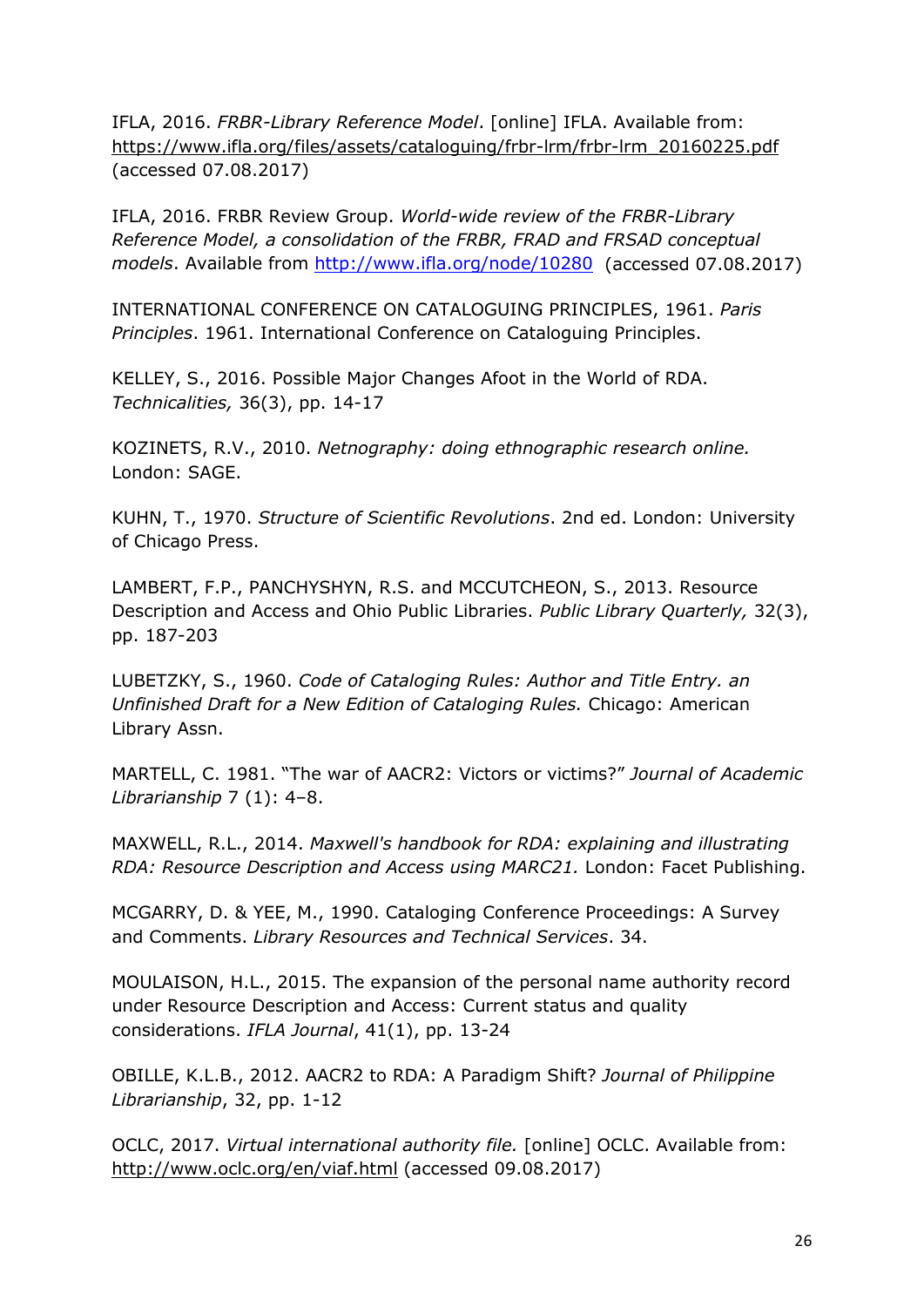IFLA, 2016. *FRBR-Library Reference Model*. [online] IFLA. Available from: https://www.ifla.org/files/assets/cataloguing/frbr-lrm/frbr-lrm_20160225.pdf (accessed 07.08.2017)

IFLA, 2016. FRBR Review Group. *World-wide review of the FRBR-Library Reference Model, a consolidation of the FRBR, FRAD and FRSAD conceptual models*. Available from http://www.ifla.org/node/10280 (accessed 07.08.2017)

INTERNATIONAL CONFERENCE ON CATALOGUING PRINCIPLES, 1961. *Paris Principles*. 1961. International Conference on Cataloguing Principles.

KELLEY, S., 2016. Possible Major Changes Afoot in the World of RDA. *Technicalities,* 36(3), pp. 14-17

KOZINETS, R.V., 2010. *Netnography: doing ethnographic research online.* London: SAGE.

KUHN, T., 1970. *Structure of Scientific Revolutions*. 2nd ed. London: University of Chicago Press.

LAMBERT, F.P., PANCHYSHYN, R.S. and MCCUTCHEON, S., 2013. Resource Description and Access and Ohio Public Libraries. *Public Library Quarterly,* 32(3), pp. 187-203

LUBETZKY, S., 1960. *Code of Cataloging Rules: Author and Title Entry. an Unfinished Draft for a New Edition of Cataloging Rules.* Chicago: American Library Assn.

MARTELL, C. 1981. "The war of AACR2: Victors or victims?" *Journal of Academic Librarianship* 7 (1): 4–8.

MAXWELL, R.L., 2014. *Maxwell's handbook for RDA: explaining and illustrating RDA: Resource Description and Access using MARC21.* London: Facet Publishing.

MCGARRY, D. & YEE, M., 1990. Cataloging Conference Proceedings: A Survey and Comments. *Library Resources and Technical Services*. 34.

MOULAISON, H.L., 2015. The expansion of the personal name authority record under Resource Description and Access: Current status and quality considerations. *IFLA Journal*, 41(1), pp. 13-24

OBILLE, K.L.B., 2012. AACR2 to RDA: A Paradigm Shift? *Journal of Philippine Librarianship*, 32, pp. 1-12

OCLC, 2017. *Virtual international authority file.* [online] OCLC. Available from: http://www.oclc.org/en/viaf.html (accessed 09.08.2017)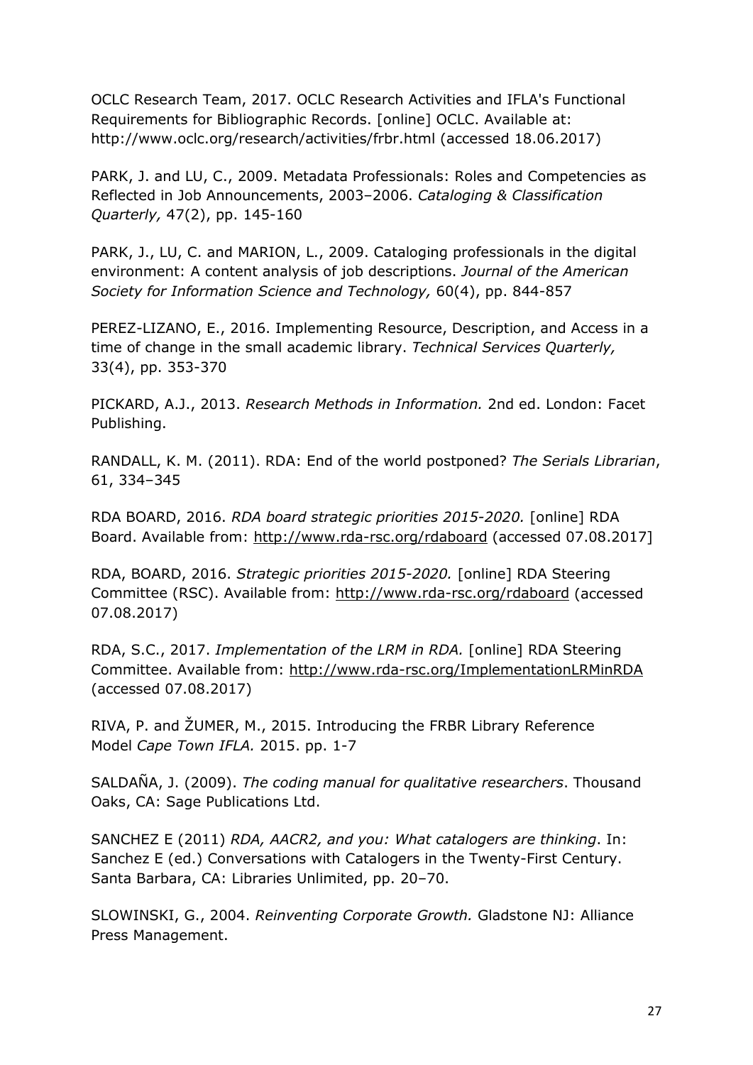OCLC Research Team, 2017. OCLC Research Activities and IFLA's Functional Requirements for Bibliographic Records. [online] OCLC. Available at: http://www.oclc.org/research/activities/frbr.html (accessed 18.06.2017)

PARK, J. and LU, C., 2009. Metadata Professionals: Roles and Competencies as Reflected in Job Announcements, 2003–2006. *Cataloging & Classification Quarterly,* 47(2), pp. 145-160

PARK, J., LU, C. and MARION, L., 2009. Cataloging professionals in the digital environment: A content analysis of job descriptions. *Journal of the American Society for Information Science and Technology,* 60(4), pp. 844-857

PEREZ-LIZANO, E., 2016. Implementing Resource, Description, and Access in a time of change in the small academic library. *Technical Services Quarterly,* 33(4), pp. 353-370

PICKARD, A.J., 2013. *Research Methods in Information.* 2nd ed. London: Facet Publishing.

RANDALL, K. M. (2011). RDA: End of the world postponed? *The Serials Librarian*, 61, 334–345

RDA BOARD, 2016. *RDA board strategic priorities 2015-2020.* [online] RDA Board. Available from: http://www.rda-rsc.org/rdaboard (accessed 07.08.2017]

RDA, BOARD, 2016. *Strategic priorities 2015-2020.* [online] RDA Steering Committee (RSC). Available from: http://www.rda-rsc.org/rdaboard (accessed 07.08.2017)

RDA, S.C., 2017. *Implementation of the LRM in RDA.* [online] RDA Steering Committee. Available from: http://www.rda-rsc.org/ImplementationLRMinRDA (accessed 07.08.2017)

RIVA, P. and ŽUMER, M., 2015. Introducing the FRBR Library Reference Model *Cape Town IFLA.* 2015. pp. 1-7

SALDAÑA, J. (2009). *The coding manual for qualitative researchers*. Thousand Oaks, CA: Sage Publications Ltd.

SANCHEZ E (2011) *RDA, AACR2, and you: What catalogers are thinking*. In: Sanchez E (ed.) Conversations with Catalogers in the Twenty-First Century. Santa Barbara, CA: Libraries Unlimited, pp. 20–70.

SLOWINSKI, G., 2004. *Reinventing Corporate Growth.* Gladstone NJ: Alliance Press Management.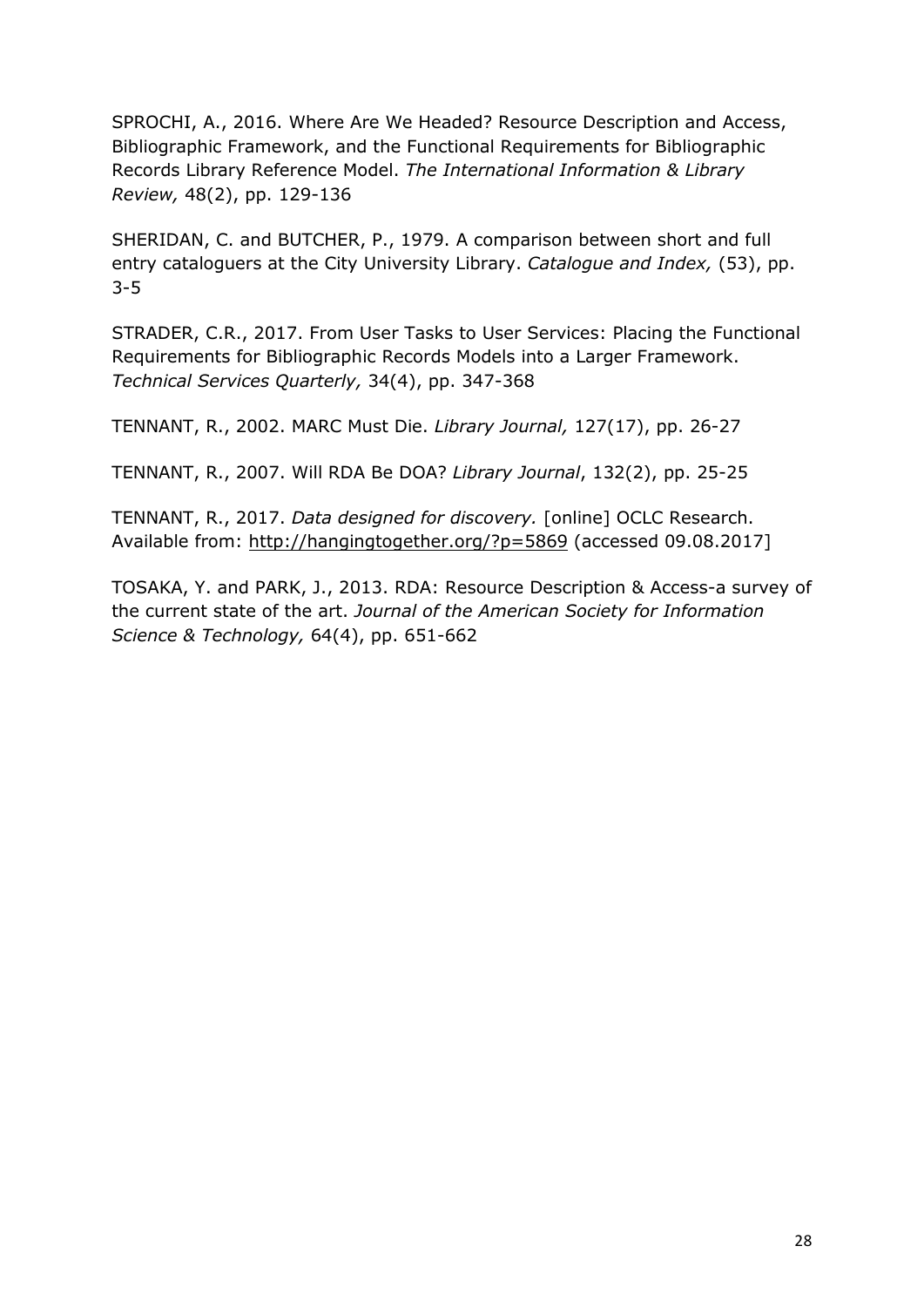SPROCHI, A., 2016. Where Are We Headed? Resource Description and Access, Bibliographic Framework, and the Functional Requirements for Bibliographic Records Library Reference Model. *The International Information & Library Review,* 48(2), pp. 129-136

SHERIDAN, C. and BUTCHER, P., 1979. A comparison between short and full entry cataloguers at the City University Library. *Catalogue and Index,* (53), pp. 3-5

STRADER, C.R., 2017. From User Tasks to User Services: Placing the Functional Requirements for Bibliographic Records Models into a Larger Framework. *Technical Services Quarterly,* 34(4), pp. 347-368

TENNANT, R., 2002. MARC Must Die. *Library Journal,* 127(17), pp. 26-27

TENNANT, R., 2007. Will RDA Be DOA? *Library Journal*, 132(2), pp. 25-25

TENNANT, R., 2017. *Data designed for discovery.* [online] OCLC Research. Available from: http://hangingtogether.org/?p=5869 (accessed 09.08.2017]

TOSAKA, Y. and PARK, J., 2013. RDA: Resource Description & Access-a survey of the current state of the art. *Journal of the American Society for Information Science & Technology,* 64(4), pp. 651-662